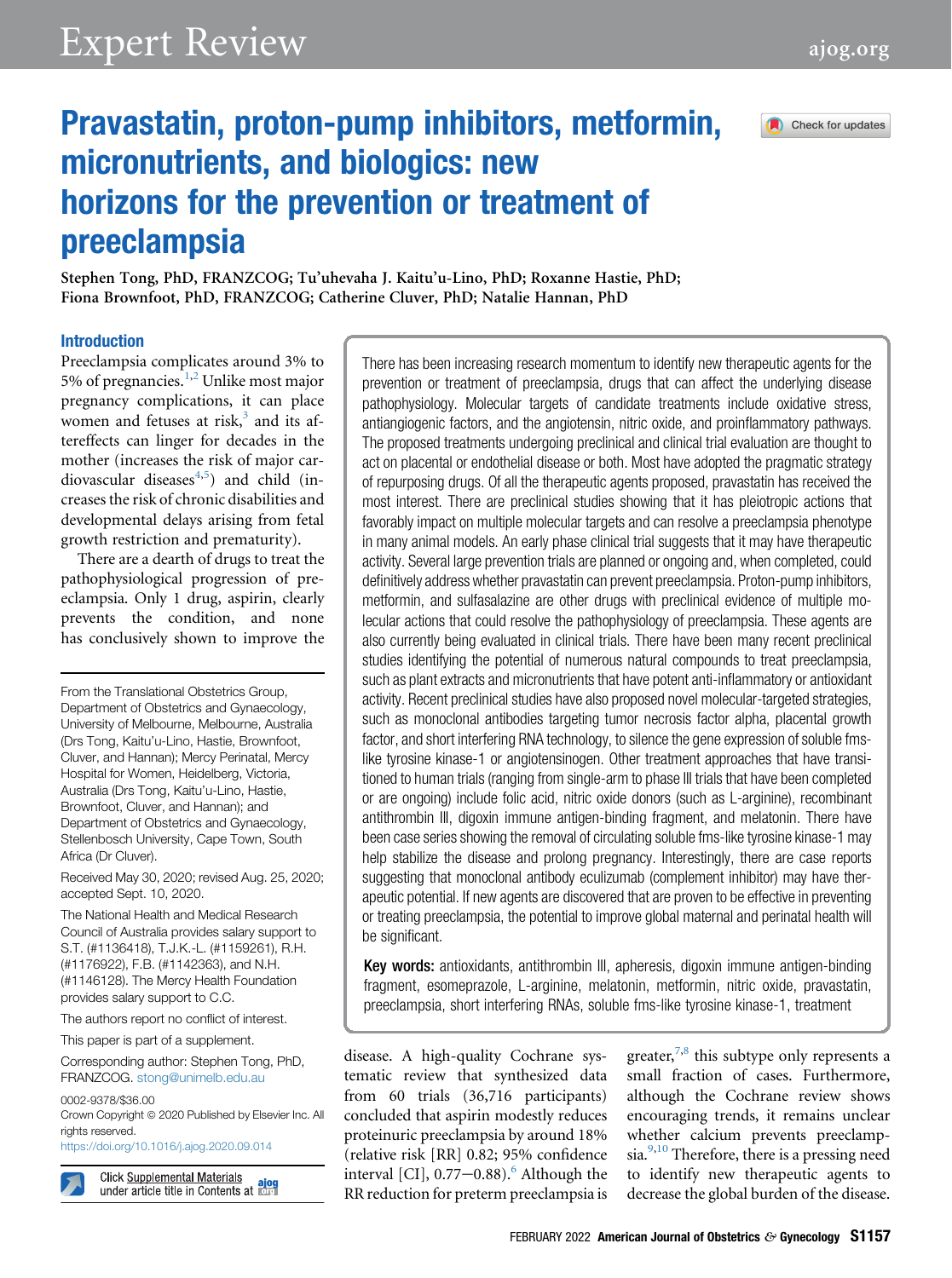# Pravastatin, proton-pump inhibitors, metformin, micronutrients, and biologics: new horizons for the prevention or treatment of preeclampsia

Stephen Tong, PhD, FRANZCOG; Tu'uhevaha J. Kaitu'u-Lino, PhD; Roxanne Hastie, PhD; Fiona Brownfoot, PhD, FRANZCOG; Catherine Cluver, PhD; Natalie Hannan, PhD

There has been increasing research momentum to identify new therapeutic agents for the prevention or treatment of preeclampsia, drugs that can affect the underlying disease pathophysiology. Molecular targets of candidate treatments include oxidative stress, antiangiogenic factors, and the angiotensin, nitric oxide, and proinflammatory pathways. The proposed treatments undergoing preclinical and clinical trial evaluation are thought to act on placental or endothelial disease or both. Most have adopted the pragmatic strategy of repurposing drugs. Of all the therapeutic agents proposed, pravastatin has received the most interest. There are preclinical studies showing that it has pleiotropic actions that favorably impact on multiple molecular targets and can resolve a preeclampsia phenotype in many animal models. An early phase clinical trial suggests that it may have therapeutic activity. Several large prevention trials are planned or ongoing and, when completed, could definitively address whether pravastatin can prevent preeclampsia. Proton-pump inhibitors, metformin, and sulfasalazine are other drugs with preclinical evidence of multiple molecular actions that could resolve the pathophysiology of preeclampsia. These agents are also currently being evaluated in clinical trials. There have been many recent preclinical studies identifying the potential of numerous natural compounds to treat preeclampsia, such as plant extracts and micronutrients that have potent anti-inflammatory or antioxidant activity. Recent preclinical studies have also proposed novel molecular-targeted strategies, such as monoclonal antibodies targeting tumor necrosis factor alpha, placental growth factor, and short interfering RNA technology, to silence the gene expression of soluble fms-like tyrosine kinase-1 or angiotensinogen. Other treatment approaches that have transitioned to human trials (ranging from single-arm to phase III trials that have been completed or are ongoing) include folic acid, nitric oxide donors (such as L-arginine), recombinant antithrombin III, digoxin immune antigen-binding fragment, and melatonin. There have been case series showing the removal of circulating soluble fms-like tyrosine kinase-1 may help stabilize the disease and prolong pregnancy. Interestingly, there are case reports suggesting that monoclonal antibody eculizumab (complement inhibitor) may have therapeutic potential. If new agents are discovered that are proven to be effective in preventing or treating preeclampsia, the potential to improve global maternal and perinatal health will be significant.

**Key words:** antioxidants, antithrombin III, apheresis, digoxin immune antigen-binding fragment, esomeprazole, L-arginine, melatonin, metformin, nitric oxide, pravastatin, preeclampsia, short interfering RNAs, soluble fms-like tyrosine kinase-1, treatment

## Introduction

Preeclampsia complicates around 3% to 5% of pregnancies.[1,2] Unlike most major pregnancy complications, it can place women and fetuses at risk,[3] and its aftereffects can linger for decades in the mother (increases the risk of major cardiovascular diseases[4,5]) and child (increases the risk of chronic disabilities and developmental delays arising from fetal growth restriction and prematurity).

There are a dearth of drugs to treat the pathophysiological progression of preeclampsia. Only 1 drug, aspirin, clearly prevents the condition, and none has conclusively shown to improve the disease. A high-quality Cochrane systematic review that synthesized data from 60 trials (36,716 participants) concluded that aspirin modestly reduces proteinuric preeclampsia by around 18% (relative risk [RR] 0.82; 95% confidence interval [CI], 0.77−0.88).[6] Although the RR reduction for preterm preeclampsia is greater,[7,8] this subtype only represents a small fraction of cases. Furthermore, although the Cochrane review shows encouraging trends, it remains unclear whether calcium prevents preeclampsia.[9,10] Therefore, there is a pressing need to identify new therapeutic agents to decrease the global burden of the disease.

From the Translational Obstetrics Group, Department of Obstetrics and Gynaecology, University of Melbourne, Melbourne, Australia (Drs Tong, Kaitu'u-Lino, Hastie, Brownfoot, Cluver, and Hannan); Mercy Perinatal, Mercy Hospital for Women, Heidelberg, Victoria, Australia (Drs Tong, Kaitu'u-Lino, Hastie, Brownfoot, Cluver, and Hannan); and Department of Obstetrics and Gynaecology, Stellenbosch University, Cape Town, South Africa (Dr Cluver).

Received May 30, 2020; revised Aug. 25, 2020; accepted Sept. 10, 2020.

The National Health and Medical Research Council of Australia provides salary support to S.T. (#1136418), T.J.K.-L. (#1159261), R.H. (#1176922), F.B. (#1142363), and N.H. (#1146128). The Mercy Health Foundation provides salary support to C.C.

The authors report no conflict of interest.

This paper is part of a supplement.

Corresponding author: Stephen Tong, PhD, FRANZCOG. stong@unimelb.edu.au

0002-9378/$36.00

Crown Copyright © 2020 Published by Elsevier Inc. All rights reserved.

https://doi.org/10.1016/j.ajog.2020.09.014

Click Supplemental Materials under article title in Contents at ajog.org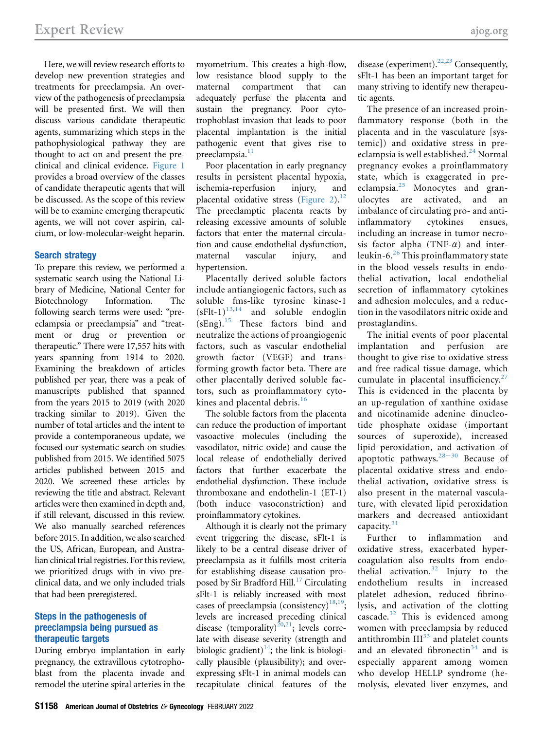Here, we will review research efforts to develop new prevention strategies and treatments for preeclampsia. An overview of the pathogenesis of preeclampsia will be presented first. We will then discuss various candidate therapeutic agents, summarizing which steps in the pathophysiological pathway they are thought to act on and present the preclinical and clinical evidence. Figure 1 provides a broad overview of the classes of candidate therapeutic agents that will be discussed. As the scope of this review will be to examine emerging therapeutic agents, we will not cover aspirin, calcium, or low-molecular-weight heparin.

## Search strategy

To prepare this review, we performed a systematic search using the National Library of Medicine, National Center for Biotechnology Information. The following search terms were used: "preeclampsia or preeclampsia" and "treatment or drug or prevention or therapeutic." There were 17,557 hits with years spanning from 1914 to 2020. Examining the breakdown of articles published per year, there was a peak of manuscripts published that spanned from the years 2015 to 2019 (with 2020 tracking similar to 2019). Given the number of total articles and the intent to provide a contemporaneous update, we focused our systematic search on studies published from 2015. We identified 5075 articles published between 2015 and 2020. We screened these articles by reviewing the title and abstract. Relevant articles were then examined in depth and, if still relevant, discussed in this review. We also manually searched references before 2015. In addition, we also searched the US, African, European, and Australian clinical trial registries. For this review, we prioritized drugs with in vivo preclinical data, and we only included trials that had been preregistered.

## Steps in the pathogenesis of preeclampsia being pursued as therapeutic targets

During embryo implantation in early pregnancy, the extravillous cytotrophoblast from the placenta invade and remodel the uterine spiral arteries in the myometrium. This creates a high-flow, low resistance blood supply to the maternal compartment that can adequately perfuse the placenta and sustain the pregnancy. Poor cytotrophoblast invasion that leads to poor placental implantation is the initial pathogenic event that gives rise to preeclampsia.[11]

Poor placentation in early pregnancy results in persistent placental hypoxia, ischemia-reperfusion injury, and placental oxidative stress (Figure 2).[12] The preeclamptic placenta reacts by releasing excessive amounts of soluble factors that enter the maternal circulation and cause endothelial dysfunction, maternal vascular injury, and hypertension.

Placentally derived soluble factors include antiangiogenic factors, such as soluble fms-like tyrosine kinase-1 (sFlt-1)[13,14] and soluble endoglin (sEng).[15] These factors bind and neutralize the actions of proangiogenic factors, such as vascular endothelial growth factor (VEGF) and transforming growth factor beta. There are other placentally derived soluble factors, such as proinflammatory cytokines and placental debris.[16]

The soluble factors from the placenta can reduce the production of important vasoactive molecules (including the vasodilator, nitric oxide) and cause the local release of endothelially derived factors that further exacerbate the endothelial dysfunction. These include thromboxane and endothelin-1 (ET-1) (both induce vasoconstriction) and proinflammatory cytokines.

Although it is clearly not the primary event triggering the disease, sFlt-1 is likely to be a central disease driver of preeclampsia as it fulfills most criteria for establishing disease causation proposed by Sir Bradford Hill.[17] Circulating sFlt-1 is reliably increased with most cases of preeclampsia (consistency)[18,19]; levels are increased preceding clinical disease (temporality)[20,21]; levels correlate with disease severity (strength and biologic gradient)[14]; the link is biologically plausible (plausibility); and overexpressing sFlt-1 in animal models can recapitulate clinical features of the disease (experiment).[22,23] Consequently, sFlt-1 has been an important target for many striving to identify new therapeutic agents.

The presence of an increased proinflammatory response (both in the placenta and in the vasculature [systemic]) and oxidative stress in preeclampsia is well established.[24] Normal pregnancy evokes a proinflammatory state, which is exaggerated in preeclampsia.[25] Monocytes and granulocytes are activated, and an imbalance of circulating pro- and anti-inflammatory cytokines ensues, including an increase in tumor necrosis factor alpha (TNF-$\alpha$) and interleukin-6.[26] This proinflammatory state in the blood vessels results in endothelial activation, local endothelial secretion of inflammatory cytokines and adhesion molecules, and a reduction in the vasodilators nitric oxide and prostaglandins.

The initial events of poor placental implantation and perfusion are thought to give rise to oxidative stress and free radical tissue damage, which cumulate in placental insufficiency.[27] This is evidenced in the placenta by an up-regulation of xanthine oxidase and nicotinamide adenine dinucleotide phosphate oxidase (important sources of superoxide), increased lipid peroxidation, and activation of apoptotic pathways.[28–30] Because of placental oxidative stress and endothelial activation, oxidative stress is also present in the maternal vasculature, with elevated lipid peroxidation markers and decreased antioxidant capacity.[31]

Further to inflammation and oxidative stress, exacerbated hypercoagulation also results from endothelial activation.[32] Injury to the endothelium results in increased platelet adhesion, reduced fibrinolysis, and activation of the clotting cascade.[32] This is evidenced among women with preeclampsia by reduced antithrombin III[33] and platelet counts and an elevated fibronectin[34] and is especially apparent among women who develop HELLP syndrome (hemolysis, elevated liver enzymes, and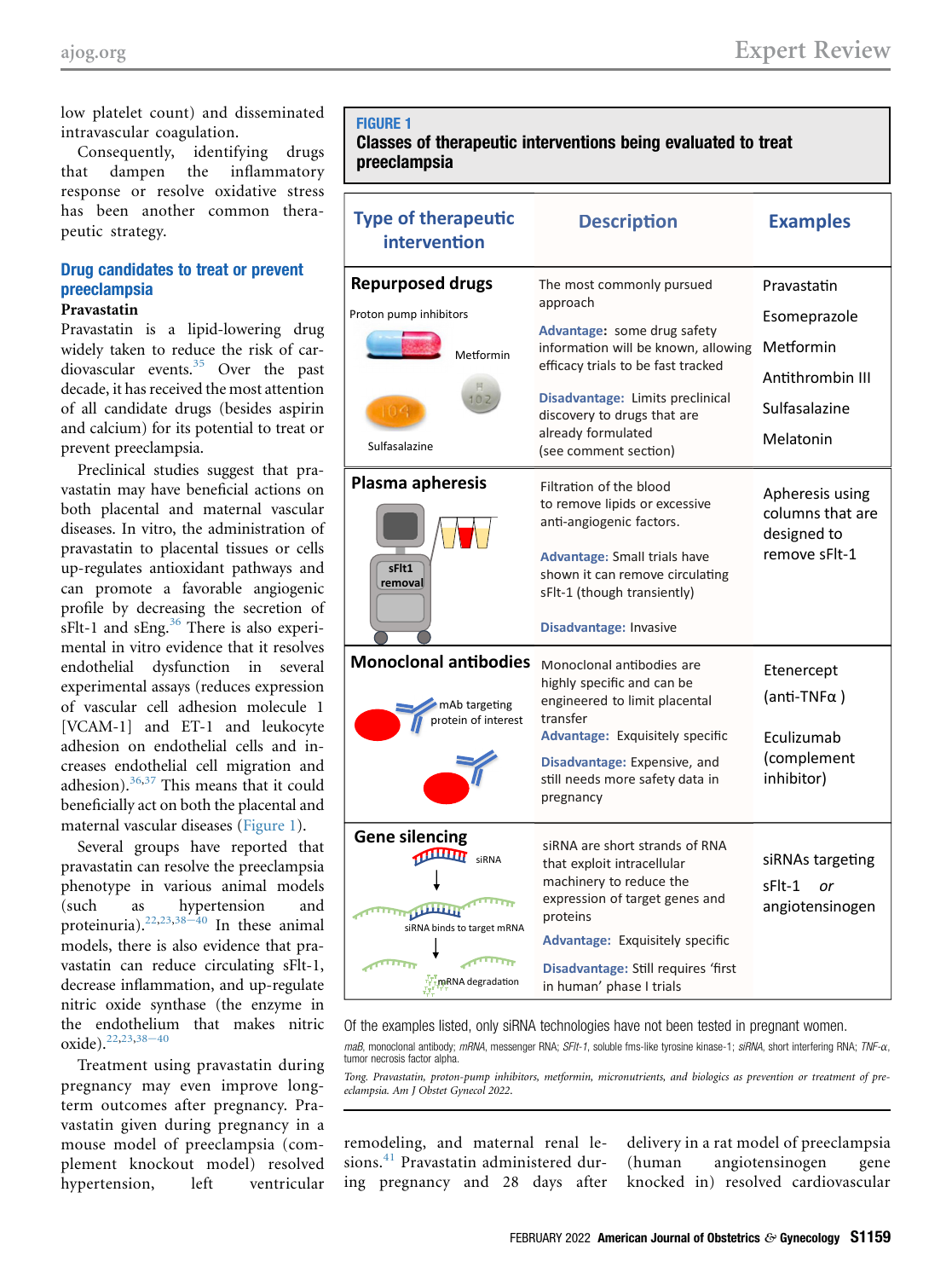low platelet count) and disseminated intravascular coagulation.

Consequently, identifying drugs that dampen the inflammatory response or resolve oxidative stress has been another common therapeutic strategy.

## Drug candidates to treat or prevent preeclampsia

### Pravastatin

Pravastatin is a lipid-lowering drug widely taken to reduce the risk of cardiovascular events.[35] Over the past decade, it has received the most attention of all candidate drugs (besides aspirin and calcium) for its potential to treat or prevent preeclampsia.

Preclinical studies suggest that pravastatin may have beneficial actions on both placental and maternal vascular diseases. In vitro, the administration of pravastatin to placental tissues or cells up-regulates antioxidant pathways and can promote a favorable angiogenic profile by decreasing the secretion of sFlt-1 and sEng.[36] There is also experimental in vitro evidence that it resolves endothelial dysfunction in several experimental assays (reduces expression of vascular cell adhesion molecule 1 [VCAM-1] and ET-1 and leukocyte adhesion on endothelial cells and increases endothelial cell migration and adhesion).[36,37] This means that it could beneficially act on both the placental and maternal vascular diseases (Figure 1).

Several groups have reported that pravastatin can resolve the preeclampsia phenotype in various animal models (such as hypertension and proteinuria).[22,23,38–40] In these animal models, there is also evidence that pravastatin can reduce circulating sFlt-1, decrease inflammation, and up-regulate nitric oxide synthase (the enzyme in the endothelium that makes nitric oxide).[22,23,38–40]

Treatment using pravastatin during pregnancy may even improve long-term outcomes after pregnancy. Pravastatin given during pregnancy in a mouse model of preeclampsia (complement knockout model) resolved hypertension, left ventricular remodeling, and maternal renal lesions.[41] Pravastatin administered during pregnancy and 28 days after delivery in a rat model of preeclampsia (human angiotensinogen gene knocked in) resolved cardiovascular

**FIGURE 1**
**Classes of therapeutic interventions being evaluated to treat preeclampsia**

| Type of therapeutic intervention | Description | Examples |
|---|---|---|
| **Repurposed drugs** (Proton pump inhibitors; Metformin; Sulfasalazine) | The most commonly pursued approach<br>**Advantage:** some drug safety information will be known, allowing efficacy trials to be fast tracked<br>**Disadvantage:** Limits preclinical discovery to drugs that are already formulated (see comment section) | Pravastatin<br>Esomeprazole<br>Metformin<br>Antithrombin III<br>Sulfasalazine<br>Melatonin |
| **Plasma apheresis** (sFlt1 removal) | Filtration of the blood to remove lipids or excessive anti-angiogenic factors.<br>**Advantage:** Small trials have shown it can remove circulating sFlt-1 (though transiently)<br>**Disadvantage:** Invasive | Apheresis using columns that are designed to remove sFlt-1 |
| **Monoclonal antibodies** (mAb targeting protein of interest) | Monoclonal antibodies are highly specific and can be engineered to limit placental transfer<br>**Advantage:** Exquisitely specific<br>**Disadvantage:** Expensive, and still needs more safety data in pregnancy | Etenercept (anti-TNFα )<br>Eculizumab (complement inhibitor) |
| **Gene silencing** (siRNA; siRNA binds to target mRNA; mRNA degradation) | siRNA are short strands of RNA that exploit intracellular machinery to reduce the expression of target genes and proteins<br>**Advantage:** Exquisitely specific<br>**Disadvantage:** Still requires 'first in human' phase I trials | siRNAs targeting sFlt-1 *or* angiotensinogen |

Of the examples listed, only siRNA technologies have not been tested in pregnant women.

*mAB*, monoclonal antibody; *mRNA*, messenger RNA; *SFlt-1*, soluble fms-like tyrosine kinase-1; *siRNA*, short interfering RNA; *TNF-α*, tumor necrosis factor alpha.

*Tong. Pravastatin, proton-pump inhibitors, metformin, micronutrients, and biologics as prevention or treatment of preeclampsia. Am J Obstet Gynecol 2022.*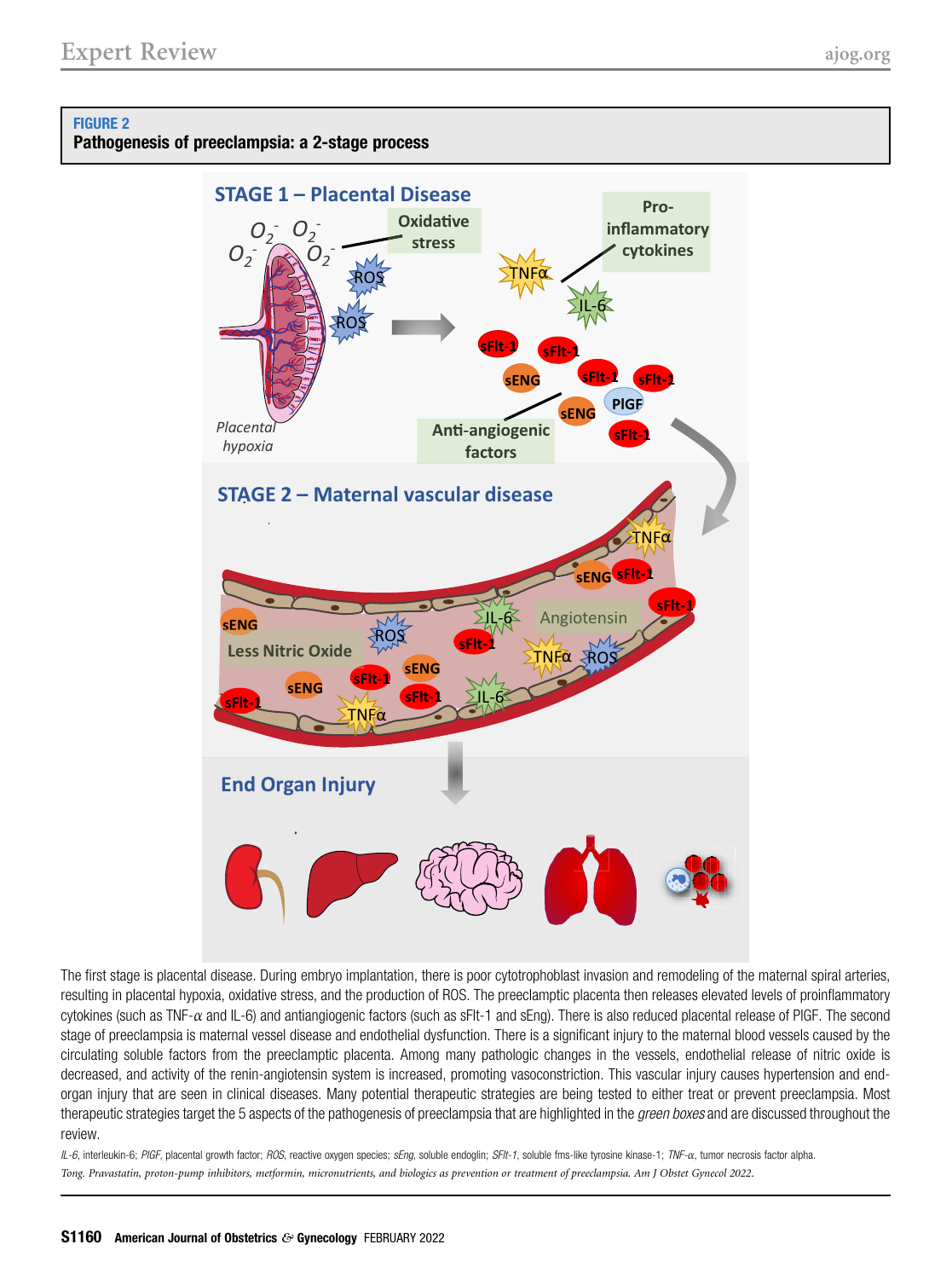**FIGURE 2**
**Pathogenesis of preeclampsia: a 2-stage process**

The first stage is placental disease. During embryo implantation, there is poor cytotrophoblast invasion and remodeling of the maternal spiral arteries, resulting in placental hypoxia, oxidative stress, and the production of ROS. The preeclamptic placenta then releases elevated levels of proinflammatory cytokines (such as TNF-$\alpha$ and IL-6) and antiangiogenic factors (such as sFlt-1 and sEng). There is also reduced placental release of PlGF. The second stage of preeclampsia is maternal vessel disease and endothelial dysfunction. There is a significant injury to the maternal blood vessels caused by the circulating soluble factors from the preeclamptic placenta. Among many pathologic changes in the vessels, endothelial release of nitric oxide is decreased, and activity of the renin-angiotensin system is increased, promoting vasoconstriction. This vascular injury causes hypertension and end-organ injury that are seen in clinical diseases. Many potential therapeutic strategies are being tested to either treat or prevent preeclampsia. Most therapeutic strategies target the 5 aspects of the pathogenesis of preeclampsia that are highlighted in the *green boxes* and are discussed throughout the review.

*IL-6*, interleukin-6; *PlGF*, placental growth factor; *ROS*, reactive oxygen species; *sEng*, soluble endoglin; *SFlt-1*, soluble fms-like tyrosine kinase-1; *TNF-$\alpha$*, tumor necrosis factor alpha.

*Tong. Pravastatin, proton-pump inhibitors, metformin, micronutrients, and biologics as prevention or treatment of preeclampsia. Am J Obstet Gynecol 2022.*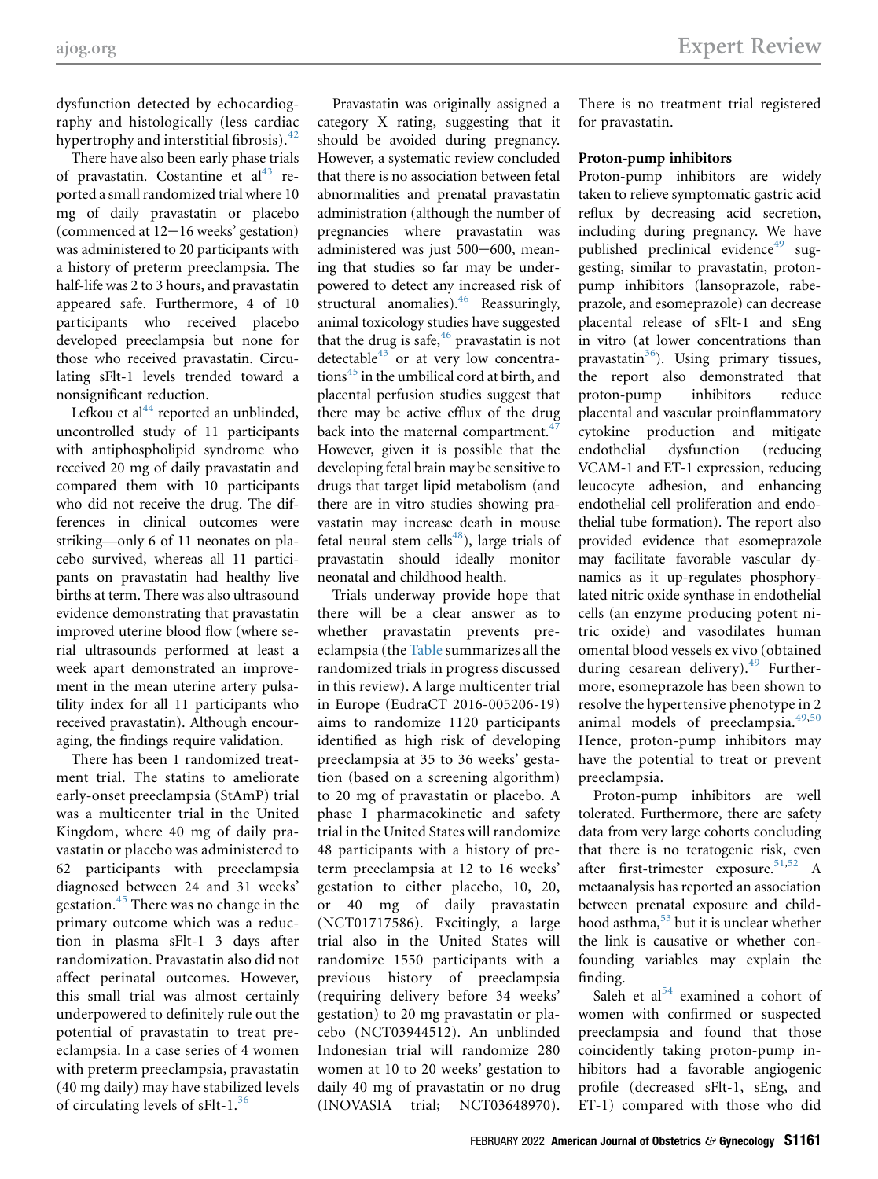dysfunction detected by echocardiography and histologically (less cardiac hypertrophy and interstitial fibrosis).[42]

There have also been early phase trials of pravastatin. Costantine et al[43] reported a small randomized trial where 10 mg of daily pravastatin or placebo (commenced at 12−16 weeks' gestation) was administered to 20 participants with a history of preterm preeclampsia. The half-life was 2 to 3 hours, and pravastatin appeared safe. Furthermore, 4 of 10 participants who received placebo developed preeclampsia but none for those who received pravastatin. Circulating sFlt-1 levels trended toward a nonsignificant reduction.

Lefkou et al[44] reported an unblinded, uncontrolled study of 11 participants with antiphospholipid syndrome who received 20 mg of daily pravastatin and compared them with 10 participants who did not receive the drug. The differences in clinical outcomes were striking—only 6 of 11 neonates on placebo survived, whereas all 11 participants on pravastatin had healthy live births at term. There was also ultrasound evidence demonstrating that pravastatin improved uterine blood flow (where serial ultrasounds performed at least a week apart demonstrated an improvement in the mean uterine artery pulsatility index for all 11 participants who received pravastatin). Although encouraging, the findings require validation.

There has been 1 randomized treatment trial. The statins to ameliorate early-onset preeclampsia (StAmP) trial was a multicenter trial in the United Kingdom, where 40 mg of daily pravastatin or placebo was administered to 62 participants with preeclampsia diagnosed between 24 and 31 weeks' gestation.[45] There was no change in the primary outcome which was a reduction in plasma sFlt-1 3 days after randomization. Pravastatin also did not affect perinatal outcomes. However, this small trial was almost certainly underpowered to definitely rule out the potential of pravastatin to treat preeclampsia. In a case series of 4 women with preterm preeclampsia, pravastatin (40 mg daily) may have stabilized levels of circulating levels of sFlt-1.[36]

Pravastatin was originally assigned a category X rating, suggesting that it should be avoided during pregnancy. However, a systematic review concluded that there is no association between fetal abnormalities and prenatal pravastatin administration (although the number of pregnancies where pravastatin was administered was just 500−600, meaning that studies so far may be underpowered to detect any increased risk of structural anomalies).[46] Reassuringly, animal toxicology studies have suggested that the drug is safe,[46] pravastatin is not detectable[43] or at very low concentrations[45] in the umbilical cord at birth, and placental perfusion studies suggest that there may be active efflux of the drug back into the maternal compartment.[47] However, given it is possible that the developing fetal brain may be sensitive to drugs that target lipid metabolism (and there are in vitro studies showing pravastatin may increase death in mouse fetal neural stem cells[48]), large trials of pravastatin should ideally monitor neonatal and childhood health.

Trials underway provide hope that there will be a clear answer as to whether pravastatin prevents preeclampsia (the Table summarizes all the randomized trials in progress discussed in this review). A large multicenter trial in Europe (EudraCT 2016-005206-19) aims to randomize 1120 participants identified as high risk of developing preeclampsia at 35 to 36 weeks' gestation (based on a screening algorithm) to 20 mg of pravastatin or placebo. A phase I pharmacokinetic and safety trial in the United States will randomize 48 participants with a history of preterm preeclampsia at 12 to 16 weeks' gestation to either placebo, 10, 20, or 40 mg of daily pravastatin (NCT01717586). Excitingly, a large trial also in the United States will randomize 1550 participants with a previous history of preeclampsia (requiring delivery before 34 weeks' gestation) to 20 mg pravastatin or placebo (NCT03944512). An unblinded Indonesian trial will randomize 280 women at 10 to 20 weeks' gestation to daily 40 mg of pravastatin or no drug (INOVASIA trial; NCT03648970). There is no treatment trial registered for pravastatin.

### Proton-pump inhibitors

Proton-pump inhibitors are widely taken to relieve symptomatic gastric acid reflux by decreasing acid secretion, including during pregnancy. We have published preclinical evidence[49] suggesting, similar to pravastatin, proton-pump inhibitors (lansoprazole, rabeprazole, and esomeprazole) can decrease placental release of sFlt-1 and sEng in vitro (at lower concentrations than pravastatin[36]). Using primary tissues, the report also demonstrated that proton-pump inhibitors reduce placental and vascular proinflammatory cytokine production and mitigate endothelial dysfunction (reducing VCAM-1 and ET-1 expression, reducing leucocyte adhesion, and enhancing endothelial cell proliferation and endothelial tube formation). The report also provided evidence that esomeprazole may facilitate favorable vascular dynamics as it up-regulates phosphorylated nitric oxide synthase in endothelial cells (an enzyme producing potent nitric oxide) and vasodilates human omental blood vessels ex vivo (obtained during cesarean delivery).[49] Furthermore, esomeprazole has been shown to resolve the hypertensive phenotype in 2 animal models of preeclampsia.[49,50] Hence, proton-pump inhibitors may have the potential to treat or prevent preeclampsia.

Proton-pump inhibitors are well tolerated. Furthermore, there are safety data from very large cohorts concluding that there is no teratogenic risk, even after first-trimester exposure.[51,52] A metaanalysis has reported an association between prenatal exposure and childhood asthma,[53] but it is unclear whether the link is causative or whether confounding variables may explain the finding.

Saleh et al[54] examined a cohort of women with confirmed or suspected preeclampsia and found that those coincidently taking proton-pump inhibitors had a favorable angiogenic profile (decreased sFlt-1, sEng, and ET-1) compared with those who did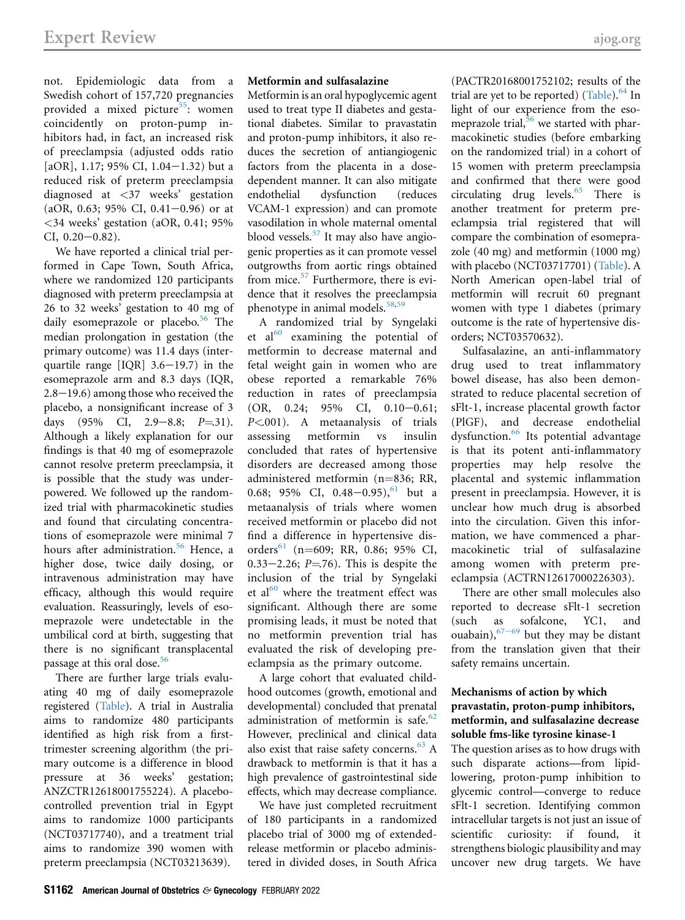not. Epidemiologic data from a Swedish cohort of 157,720 pregnancies provided a mixed picture[55]: women coincidently on proton-pump inhibitors had, in fact, an increased risk of preeclampsia (adjusted odds ratio [aOR], 1.17; 95% CI, 1.04−1.32) but a reduced risk of preterm preeclampsia diagnosed at <37 weeks' gestation (aOR, 0.63; 95% CI, 0.41−0.96) or at <34 weeks' gestation (aOR, 0.41; 95% CI, 0.20−0.82).

We have reported a clinical trial performed in Cape Town, South Africa, where we randomized 120 participants diagnosed with preterm preeclampsia at 26 to 32 weeks' gestation to 40 mg of daily esomeprazole or placebo.[56] The median prolongation in gestation (the primary outcome) was 11.4 days (interquartile range [IQR] 3.6−19.7) in the esomeprazole arm and 8.3 days (IQR, 2.8−19.6) among those who received the placebo, a nonsignificant increase of 3 days (95% CI, 2.9−8.8; $P$=.31). Although a likely explanation for our findings is that 40 mg of esomeprazole cannot resolve preterm preeclampsia, it is possible that the study was underpowered. We followed up the randomized trial with pharmacokinetic studies and found that circulating concentrations of esomeprazole were minimal 7 hours after administration.[56] Hence, a higher dose, twice daily dosing, or intravenous administration may have efficacy, although this would require evaluation. Reassuringly, levels of esomeprazole were undetectable in the umbilical cord at birth, suggesting that there is no significant transplacental passage at this oral dose.[56]

There are further large trials evaluating 40 mg of daily esomeprazole registered (Table). A trial in Australia aims to randomize 480 participants identified as high risk from a first-trimester screening algorithm (the primary outcome is a difference in blood pressure at 36 weeks' gestation; ANZCTR12618001755224). A placebo-controlled prevention trial in Egypt aims to randomize 1000 participants (NCT03717740), and a treatment trial aims to randomize 390 women with preterm preeclampsia (NCT03213639).

### Metformin and sulfasalazine

Metformin is an oral hypoglycemic agent used to treat type II diabetes and gestational diabetes. Similar to pravastatin and proton-pump inhibitors, it also reduces the secretion of antiangiogenic factors from the placenta in a dose-dependent manner. It can also mitigate endothelial dysfunction (reduces VCAM-1 expression) and can promote vasodilation in whole maternal omental blood vessels.[57] It may also have angiogenic properties as it can promote vessel outgrowths from aortic rings obtained from mice.[57] Furthermore, there is evidence that it resolves the preeclampsia phenotype in animal models.[58,59]

A randomized trial by Syngelaki et al[60] examining the potential of metformin to decrease maternal and fetal weight gain in women who are obese reported a remarkable 76% reduction in rates of preeclampsia (OR, 0.24; 95% CI, 0.10−0.61; $P$<.001). A metaanalysis of trials assessing metformin vs insulin concluded that rates of hypertensive disorders are decreased among those administered metformin (n=836; RR, 0.68; 95% CI, 0.48−0.95),[61] but a metaanalysis of trials where women received metformin or placebo did not find a difference in hypertensive disorders[61] (n=609; RR, 0.86; 95% CI, 0.33−2.26; $P$=.76). This is despite the inclusion of the trial by Syngelaki et al[60] where the treatment effect was significant. Although there are some promising leads, it must be noted that no metformin prevention trial has evaluated the risk of developing preeclampsia as the primary outcome.

A large cohort that evaluated childhood outcomes (growth, emotional and developmental) concluded that prenatal administration of metformin is safe.[62] However, preclinical and clinical data also exist that raise safety concerns.[63] A drawback to metformin is that it has a high prevalence of gastrointestinal side effects, which may decrease compliance.

We have just completed recruitment of 180 participants in a randomized placebo trial of 3000 mg of extended-release metformin or placebo administered in divided doses, in South Africa (PACTR20168001752102; results of the trial are yet to be reported) (Table).[64] In light of our experience from the esomeprazole trial,[56] we started with pharmacokinetic studies (before embarking on the randomized trial) in a cohort of 15 women with preterm preeclampsia and confirmed that there were good circulating drug levels.[65] There is another treatment for preterm preeclampsia trial registered that will compare the combination of esomeprazole (40 mg) and metformin (1000 mg) with placebo (NCT03717701) (Table). A North American open-label trial of metformin will recruit 60 pregnant women with type 1 diabetes (primary outcome is the rate of hypertensive disorders; NCT03570632).

Sulfasalazine, an anti-inflammatory drug used to treat inflammatory bowel disease, has also been demonstrated to reduce placental secretion of sFlt-1, increase placental growth factor (PlGF), and decrease endothelial dysfunction.[66] Its potential advantage is that its potent anti-inflammatory properties may help resolve the placental and systemic inflammation present in preeclampsia. However, it is unclear how much drug is absorbed into the circulation. Given this information, we have commenced a pharmacokinetic trial of sulfasalazine among women with preterm preeclampsia (ACTRN12617000226303).

There are other small molecules also reported to decrease sFlt-1 secretion (such as sofalcone, YC1, and ouabain),[67−69] but they may be distant from the translation given that their safety remains uncertain.

### Mechanisms of action by which pravastatin, proton-pump inhibitors, metformin, and sulfasalazine decrease soluble fms-like tyrosine kinase-1

The question arises as to how drugs with such disparate actions—from lipid-lowering, proton-pump inhibition to glycemic control—converge to reduce sFlt-1 secretion. Identifying common intracellular targets is not just an issue of scientific curiosity: if found, it strengthens biologic plausibility and may uncover new drug targets. We have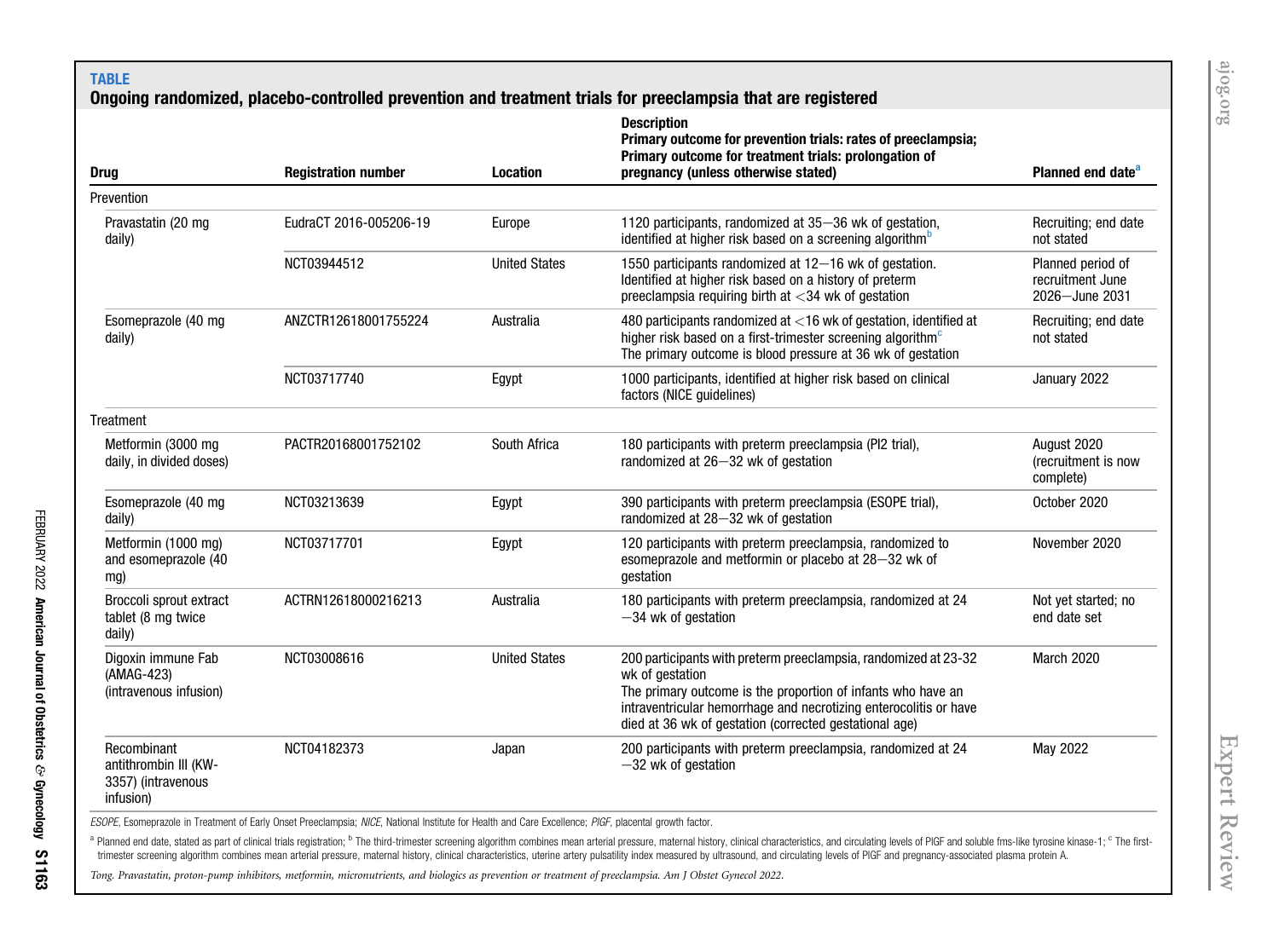**TABLE**

**Ongoing randomized, placebo-controlled prevention and treatment trials for preeclampsia that are registered**

| Drug | Registration number | Location | Description<br>Primary outcome for prevention trials: rates of preeclampsia;<br>Primary outcome for treatment trials: prolongation of pregnancy (unless otherwise stated) | Planned end date[a] |
|---|---|---|---|---|
| Prevention | | | | |
| Pravastatin (20 mg daily) | EudraCT 2016-005206-19 | Europe | 1120 participants, randomized at 35–36 wk of gestation, identified at higher risk based on a screening algorithm[b] | Recruiting; end date not stated |
| | NCT03944512 | United States | 1550 participants randomized at 12–16 wk of gestation. Identified at higher risk based on a history of preterm preeclampsia requiring birth at <34 wk of gestation | Planned period of recruitment June 2026–June 2031 |
| Esomeprazole (40 mg daily) | ANZCTR12618001755224 | Australia | 480 participants randomized at <16 wk of gestation, identified at higher risk based on a first-trimester screening algorithm[c]<br>The primary outcome is blood pressure at 36 wk of gestation | Recruiting; end date not stated |
| | NCT03717740 | Egypt | 1000 participants, identified at higher risk based on clinical factors (NICE guidelines) | January 2022 |
| Treatment | | | | |
| Metformin (3000 mg daily, in divided doses) | PACTR20168001752102 | South Africa | 180 participants with preterm preeclampsia (PI2 trial), randomized at 26–32 wk of gestation | August 2020 (recruitment is now complete) |
| Esomeprazole (40 mg daily) | NCT03213639 | Egypt | 390 participants with preterm preeclampsia (ESOPE trial), randomized at 28–32 wk of gestation | October 2020 |
| Metformin (1000 mg) and esomeprazole (40 mg) | NCT03717701 | Egypt | 120 participants with preterm preeclampsia, randomized to esomeprazole and metformin or placebo at 28–32 wk of gestation | November 2020 |
| Broccoli sprout extract tablet (8 mg twice daily) | ACTRN12618000216213 | Australia | 180 participants with preterm preeclampsia, randomized at 24–34 wk of gestation | Not yet started; no end date set |
| Digoxin immune Fab (AMAG-423) (intravenous infusion) | NCT03008616 | United States | 200 participants with preterm preeclampsia, randomized at 23-32 wk of gestation<br>The primary outcome is the proportion of infants who have an intraventricular hemorrhage and necrotizing enterocolitis or have died at 36 wk of gestation (corrected gestational age) | March 2020 |
| Recombinant antithrombin III (KW-3357) (intravenous infusion) | NCT04182373 | Japan | 200 participants with preterm preeclampsia, randomized at 24–32 wk of gestation | May 2022 |

*ESOPE*, Esomeprazole in Treatment of Early Onset Preeclampsia; *NICE*, National Institute for Health and Care Excellence; *PIGF*, placental growth factor.

[a] Planned end date, stated as part of clinical trials registration; [b] The third-trimester screening algorithm combines mean arterial pressure, maternal history, clinical characteristics, and circulating levels of PlGF and soluble fms-like tyrosine kinase-1; [c] The first-trimester screening algorithm combines mean arterial pressure, maternal history, clinical characteristics, uterine artery pulsatility index measured by ultrasound, and circulating levels of PlGF and pregnancy-associated plasma protein A.

*Tong. Pravastatin, proton-pump inhibitors, metformin, micronutrients, and biologics as prevention or treatment of preeclampsia. Am J Obstet Gynecol 2022.*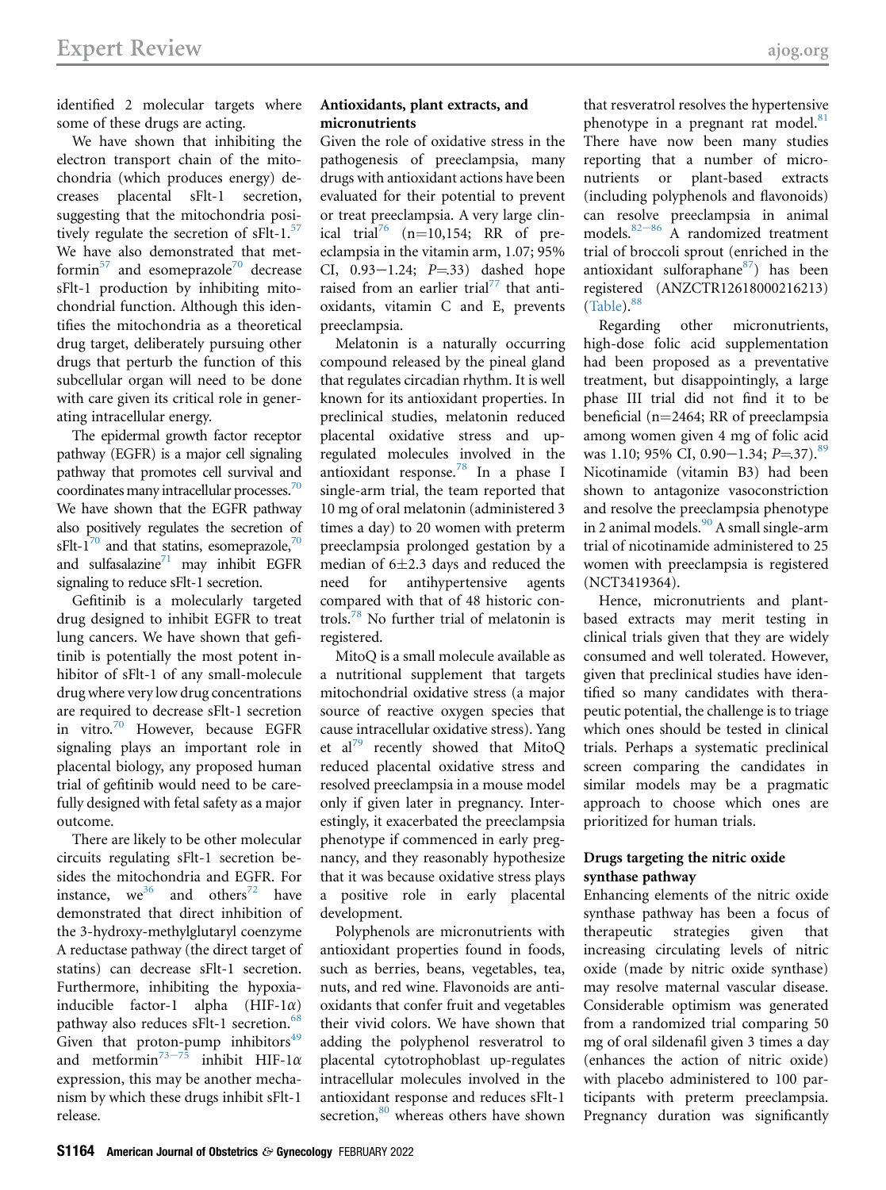identified 2 molecular targets where some of these drugs are acting.

We have shown that inhibiting the electron transport chain of the mitochondria (which produces energy) decreases placental sFlt-1 secretion, suggesting that the mitochondria positively regulate the secretion of sFlt-1.[57] We have also demonstrated that metformin[57] and esomeprazole[70] decrease sFlt-1 production by inhibiting mitochondrial function. Although this identifies the mitochondria as a theoretical drug target, deliberately pursuing other drugs that perturb the function of this subcellular organ will need to be done with care given its critical role in generating intracellular energy.

The epidermal growth factor receptor pathway (EGFR) is a major cell signaling pathway that promotes cell survival and coordinates many intracellular processes.[70] We have shown that the EGFR pathway also positively regulates the secretion of sFlt-1[70] and that statins, esomeprazole,[70] and sulfasalazine[71] may inhibit EGFR signaling to reduce sFlt-1 secretion.

Gefitinib is a molecularly targeted drug designed to inhibit EGFR to treat lung cancers. We have shown that gefitinib is potentially the most potent inhibitor of sFlt-1 of any small-molecule drug where very low drug concentrations are required to decrease sFlt-1 secretion in vitro.[70] However, because EGFR signaling plays an important role in placental biology, any proposed human trial of gefitinib would need to be carefully designed with fetal safety as a major outcome.

There are likely to be other molecular circuits regulating sFlt-1 secretion besides the mitochondria and EGFR. For instance, we[36] and others[72] have demonstrated that direct inhibition of the 3-hydroxy-methylglutaryl coenzyme A reductase pathway (the direct target of statins) can decrease sFlt-1 secretion. Furthermore, inhibiting the hypoxia-inducible factor-1 alpha (HIF-1$\alpha$) pathway also reduces sFlt-1 secretion.[68] Given that proton-pump inhibitors[49] and metformin[73–75] inhibit HIF-1$\alpha$ expression, this may be another mechanism by which these drugs inhibit sFlt-1 release.

### Antioxidants, plant extracts, and micronutrients

Given the role of oxidative stress in the pathogenesis of preeclampsia, many drugs with antioxidant actions have been evaluated for their potential to prevent or treat preeclampsia. A very large clinical trial[76] (n=10,154; RR of preeclampsia in the vitamin arm, 1.07; 95% CI, 0.93−1.24; $P$=.33) dashed hope raised from an earlier trial[77] that antioxidants, vitamin C and E, prevents preeclampsia.

Melatonin is a naturally occurring compound released by the pineal gland that regulates circadian rhythm. It is well known for its antioxidant properties. In preclinical studies, melatonin reduced placental oxidative stress and upregulated molecules involved in the antioxidant response.[78] In a phase I single-arm trial, the team reported that 10 mg of oral melatonin (administered 3 times a day) to 20 women with preterm preeclampsia prolonged gestation by a median of 6±2.3 days and reduced the need for antihypertensive agents compared with that of 48 historic controls.[78] No further trial of melatonin is registered.

MitoQ is a small molecule available as a nutritional supplement that targets mitochondrial oxidative stress (a major source of reactive oxygen species that cause intracellular oxidative stress). Yang et al[79] recently showed that MitoQ reduced placental oxidative stress and resolved preeclampsia in a mouse model only if given later in pregnancy. Interestingly, it exacerbated the preeclampsia phenotype if commenced in early pregnancy, and they reasonably hypothesize that it was because oxidative stress plays a positive role in early placental development.

Polyphenols are micronutrients with antioxidant properties found in foods, such as berries, beans, vegetables, tea, nuts, and red wine. Flavonoids are antioxidants that confer fruit and vegetables their vivid colors. We have shown that adding the polyphenol resveratrol to placental cytotrophoblast up-regulates intracellular molecules involved in the antioxidant response and reduces sFlt-1 secretion,[80] whereas others have shown that resveratrol resolves the hypertensive phenotype in a pregnant rat model.[81] There have now been many studies reporting that a number of micronutrients or plant-based extracts (including polyphenols and flavonoids) can resolve preeclampsia in animal models.[82−86] A randomized treatment trial of broccoli sprout (enriched in the antioxidant sulforaphane[87]) has been registered (ANZCTR12618000216213) (Table).[88]

Regarding other micronutrients, high-dose folic acid supplementation had been proposed as a preventative treatment, but disappointingly, a large phase III trial did not find it to be beneficial (n=2464; RR of preeclampsia among women given 4 mg of folic acid was 1.10; 95% CI, 0.90−1.34; $P$=.37).[89] Nicotinamide (vitamin B3) had been shown to antagonize vasoconstriction and resolve the preeclampsia phenotype in 2 animal models.[90] A small single-arm trial of nicotinamide administered to 25 women with preeclampsia is registered (NCT3419364).

Hence, micronutrients and plant-based extracts may merit testing in clinical trials given that they are widely consumed and well tolerated. However, given that preclinical studies have identified so many candidates with therapeutic potential, the challenge is to triage which ones should be tested in clinical trials. Perhaps a systematic preclinical screen comparing the candidates in similar models may be a pragmatic approach to choose which ones are prioritized for human trials.

### Drugs targeting the nitric oxide synthase pathway

Enhancing elements of the nitric oxide synthase pathway has been a focus of therapeutic strategies given that increasing circulating levels of nitric oxide (made by nitric oxide synthase) may resolve maternal vascular disease. Considerable optimism was generated from a randomized trial comparing 50 mg of oral sildenafil given 3 times a day (enhances the action of nitric oxide) with placebo administered to 100 participants with preterm preeclampsia. Pregnancy duration was significantly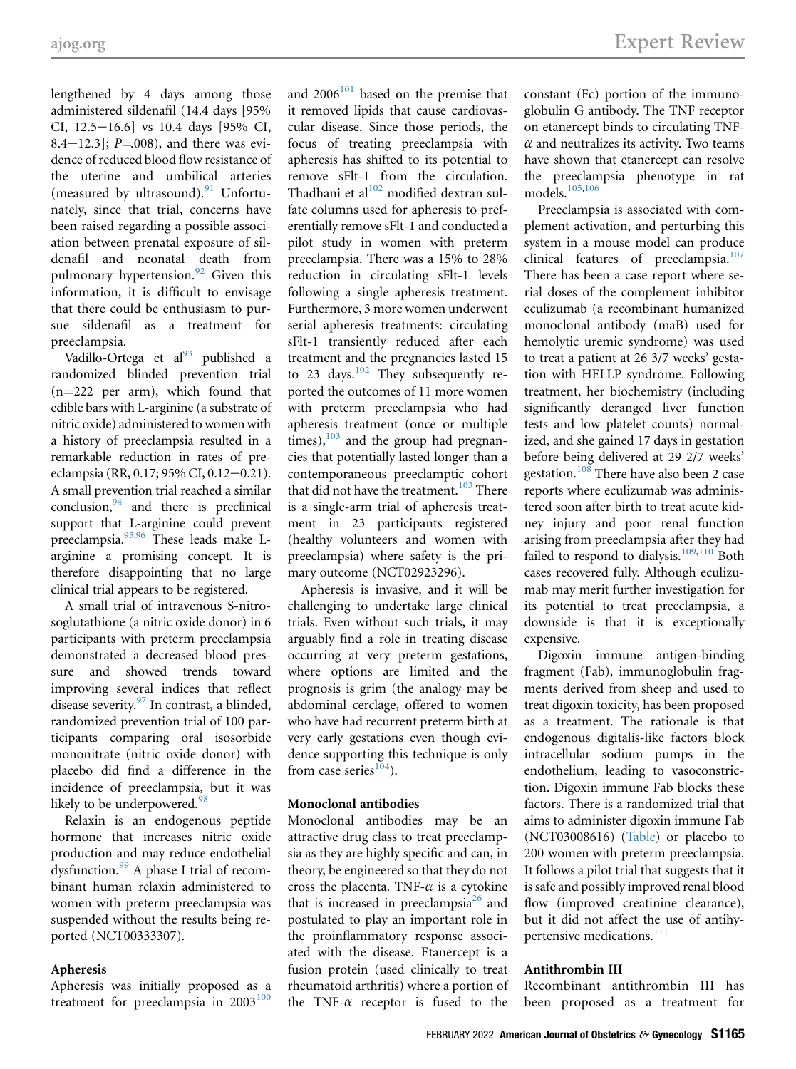lengthened by 4 days among those administered sildenafil (14.4 days [95% CI, 12.5−16.6] vs 10.4 days [95% CI, 8.4−12.3]; $P$=.008), and there was evidence of reduced blood flow resistance of the uterine and umbilical arteries (measured by ultrasound).[91] Unfortunately, since that trial, concerns have been raised regarding a possible association between prenatal exposure of sildenafil and neonatal death from pulmonary hypertension.[92] Given this information, it is difficult to envisage that there could be enthusiasm to pursue sildenafil as a treatment for preeclampsia.

Vadillo-Ortega et al[93] published a randomized blinded prevention trial (n=222 per arm), which found that edible bars with L-arginine (a substrate of nitric oxide) administered to women with a history of preeclampsia resulted in a remarkable reduction in rates of preeclampsia (RR, 0.17; 95% CI, 0.12−0.21). A small prevention trial reached a similar conclusion,[94] and there is preclinical support that L-arginine could prevent preeclampsia.[95,96] These leads make L-arginine a promising concept. It is therefore disappointing that no large clinical trial appears to be registered.

A small trial of intravenous S-nitrosoglutathione (a nitric oxide donor) in 6 participants with preterm preeclampsia demonstrated a decreased blood pressure and showed trends toward improving several indices that reflect disease severity.[97] In contrast, a blinded, randomized prevention trial of 100 participants comparing oral isosorbide mononitrate (nitric oxide donor) with placebo did find a difference in the incidence of preeclampsia, but it was likely to be underpowered.[98]

Relaxin is an endogenous peptide hormone that increases nitric oxide production and may reduce endothelial dysfunction.[99] A phase I trial of recombinant human relaxin administered to women with preterm preeclampsia was suspended without the results being reported (NCT00333307).

### Apheresis

Apheresis was initially proposed as a treatment for preeclampsia in 2003[100] and 2006[101] based on the premise that it removed lipids that cause cardiovascular disease. Since those periods, the focus of treating preeclampsia with apheresis has shifted to its potential to remove sFlt-1 from the circulation. Thadhani et al[102] modified dextran sulfate columns used for apheresis to preferentially remove sFlt-1 and conducted a pilot study in women with preterm preeclampsia. There was a 15% to 28% reduction in circulating sFlt-1 levels following a single apheresis treatment. Furthermore, 3 more women underwent serial apheresis treatments: circulating sFlt-1 transiently reduced after each treatment and the pregnancies lasted 15 to 23 days.[102] They subsequently reported the outcomes of 11 more women with preterm preeclampsia who had apheresis treatment (once or multiple times),[103] and the group had pregnancies that potentially lasted longer than a contemporaneous preeclamptic cohort that did not have the treatment.[103] There is a single-arm trial of apheresis treatment in 23 participants registered (healthy volunteers and women with preeclampsia) where safety is the primary outcome (NCT02923296).

Apheresis is invasive, and it will be challenging to undertake large clinical trials. Even without such trials, it may arguably find a role in treating disease occurring at very preterm gestations, where options are limited and the prognosis is grim (the analogy may be abdominal cerclage, offered to women who have had recurrent preterm birth at very early gestations even though evidence supporting this technique is only from case series[104]).

### Monoclonal antibodies

Monoclonal antibodies may be an attractive drug class to treat preeclampsia as they are highly specific and can, in theory, be engineered so that they do not cross the placenta. TNF-$\alpha$ is a cytokine that is increased in preeclampsia[26] and postulated to play an important role in the proinflammatory response associated with the disease. Etanercept is a fusion protein (used clinically to treat rheumatoid arthritis) where a portion of the TNF-$\alpha$ receptor is fused to the constant (Fc) portion of the immunoglobulin G antibody. The TNF receptor on etanercept binds to circulating TNF-$\alpha$ and neutralizes its activity. Two teams have shown that etanercept can resolve the preeclampsia phenotype in rat models.[105,106]

Preeclampsia is associated with complement activation, and perturbing this system in a mouse model can produce clinical features of preeclampsia.[107] There has been a case report where serial doses of the complement inhibitor eculizumab (a recombinant humanized monoclonal antibody (maB) used for hemolytic uremic syndrome) was used to treat a patient at 26 3/7 weeks' gestation with HELLP syndrome. Following treatment, her biochemistry (including significantly deranged liver function tests and low platelet counts) normalized, and she gained 17 days in gestation before being delivered at 29 2/7 weeks' gestation.[108] There have also been 2 case reports where eculizumab was administered soon after birth to treat acute kidney injury and poor renal function arising from preeclampsia after they had failed to respond to dialysis.[109,110] Both cases recovered fully. Although eculizumab may merit further investigation for its potential to treat preeclampsia, a downside is that it is exceptionally expensive.

Digoxin immune antigen-binding fragment (Fab), immunoglobulin fragments derived from sheep and used to treat digoxin toxicity, has been proposed as a treatment. The rationale is that endogenous digitalis-like factors block intracellular sodium pumps in the endothelium, leading to vasoconstriction. Digoxin immune Fab blocks these factors. There is a randomized trial that aims to administer digoxin immune Fab (NCT03008616) (Table) or placebo to 200 women with preterm preeclampsia. It follows a pilot trial that suggests that it is safe and possibly improved renal blood flow (improved creatinine clearance), but it did not affect the use of antihypertensive medications.[111]

### Antithrombin III

Recombinant antithrombin III has been proposed as a treatment for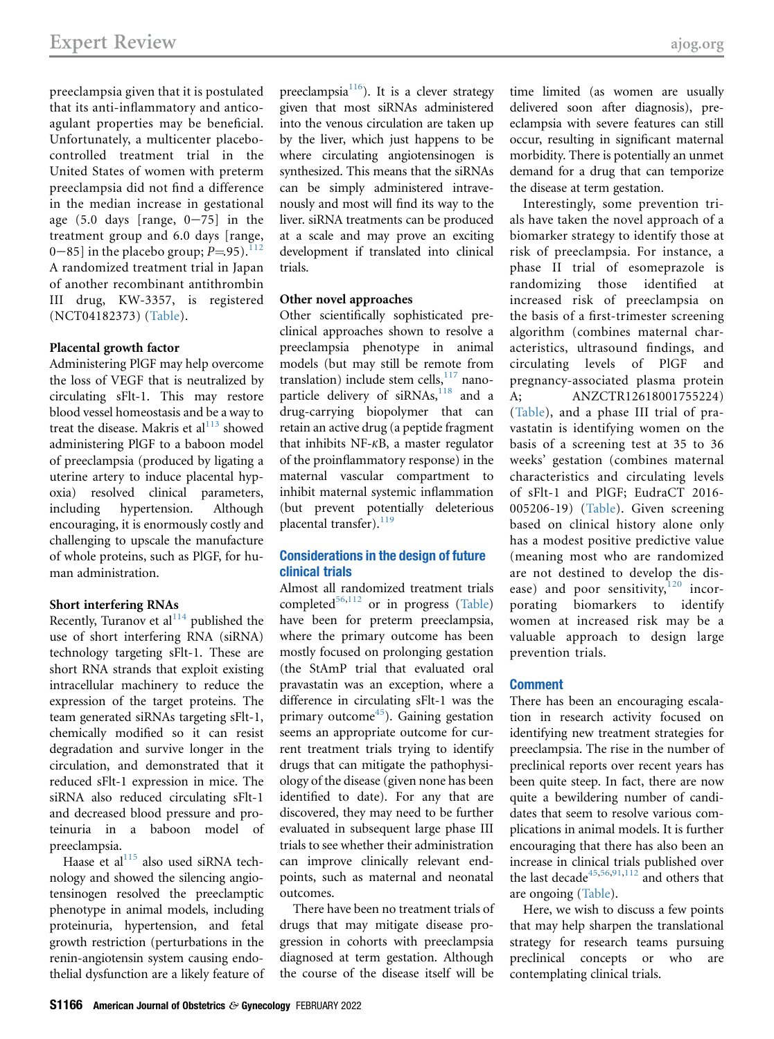preeclampsia given that it is postulated that its anti-inflammatory and anticoagulant properties may be beneficial. Unfortunately, a multicenter placebo-controlled treatment trial in the United States of women with preterm preeclampsia did not find a difference in the median increase in gestational age (5.0 days [range, 0−75] in the treatment group and 6.0 days [range, 0−85] in the placebo group; $P=.95$).[112] A randomized treatment trial in Japan of another recombinant antithrombin III drug, KW-3357, is registered (NCT04182373) (Table).

### Placental growth factor

Administering PlGF may help overcome the loss of VEGF that is neutralized by circulating sFlt-1. This may restore blood vessel homeostasis and be a way to treat the disease. Makris et al[113] showed administering PlGF to a baboon model of preeclampsia (produced by ligating a uterine artery to induce placental hypoxia) resolved clinical parameters, including hypertension. Although encouraging, it is enormously costly and challenging to upscale the manufacture of whole proteins, such as PlGF, for human administration.

### Short interfering RNAs

Recently, Turanov et al[114] published the use of short interfering RNA (siRNA) technology targeting sFlt-1. These are short RNA strands that exploit existing intracellular machinery to reduce the expression of the target proteins. The team generated siRNAs targeting sFlt-1, chemically modified so it can resist degradation and survive longer in the circulation, and demonstrated that it reduced sFlt-1 expression in mice. The siRNA also reduced circulating sFlt-1 and decreased blood pressure and proteinuria in a baboon model of preeclampsia.

Haase et al[115] also used siRNA technology and showed the silencing angiotensinogen resolved the preeclamptic phenotype in animal models, including proteinuria, hypertension, and fetal growth restriction (perturbations in the renin-angiotensin system causing endothelial dysfunction are a likely feature of preeclampsia[116]). It is a clever strategy given that most siRNAs administered into the venous circulation are taken up by the liver, which just happens to be where circulating angiotensinogen is synthesized. This means that the siRNAs can be simply administered intravenously and most will find its way to the liver. siRNA treatments can be produced at a scale and may prove an exciting development if translated into clinical trials.

### Other novel approaches

Other scientifically sophisticated preclinical approaches shown to resolve a preeclampsia phenotype in animal models (but may still be remote from translation) include stem cells,[117] nanoparticle delivery of siRNAs,[118] and a drug-carrying biopolymer that can retain an active drug (a peptide fragment that inhibits NF-κB, a master regulator of the proinflammatory response) in the maternal vascular compartment to inhibit maternal systemic inflammation (but prevent potentially deleterious placental transfer).[119]

## Considerations in the design of future clinical trials

Almost all randomized treatment trials completed[56,112] or in progress (Table) have been for preterm preeclampsia, where the primary outcome has been mostly focused on prolonging gestation (the StAmP trial that evaluated oral pravastatin was an exception, where a difference in circulating sFlt-1 was the primary outcome[45]). Gaining gestation seems an appropriate outcome for current treatment trials trying to identify drugs that can mitigate the pathophysiology of the disease (given none has been identified to date). For any that are discovered, they may need to be further evaluated in subsequent large phase III trials to see whether their administration can improve clinically relevant endpoints, such as maternal and neonatal outcomes.

There have been no treatment trials of drugs that may mitigate disease progression in cohorts with preeclampsia diagnosed at term gestation. Although the course of the disease itself will be time limited (as women are usually delivered soon after diagnosis), preeclampsia with severe features can still occur, resulting in significant maternal morbidity. There is potentially an unmet demand for a drug that can temporize the disease at term gestation.

Interestingly, some prevention trials have taken the novel approach of a biomarker strategy to identify those at risk of preeclampsia. For instance, a phase II trial of esomeprazole is randomizing those identified at increased risk of preeclampsia on the basis of a first-trimester screening algorithm (combines maternal characteristics, ultrasound findings, and circulating levels of PlGF and pregnancy-associated plasma protein A; ANZCTR12618001755224) (Table), and a phase III trial of pravastatin is identifying women on the basis of a screening test at 35 to 36 weeks' gestation (combines maternal characteristics and circulating levels of sFlt-1 and PlGF; EudraCT 2016-005206-19) (Table). Given screening based on clinical history alone only has a modest positive predictive value (meaning most who are randomized are not destined to develop the disease) and poor sensitivity,[120] incorporating biomarkers to identify women at increased risk may be a valuable approach to design large prevention trials.

## Comment

There has been an encouraging escalation in research activity focused on identifying new treatment strategies for preeclampsia. The rise in the number of preclinical reports over recent years has been quite steep. In fact, there are now quite a bewildering number of candidates that seem to resolve various complications in animal models. It is further encouraging that there has also been an increase in clinical trials published over the last decade[45,56,91,112] and others that are ongoing (Table).

Here, we wish to discuss a few points that may help sharpen the translational strategy for research teams pursuing preclinical concepts or who are contemplating clinical trials.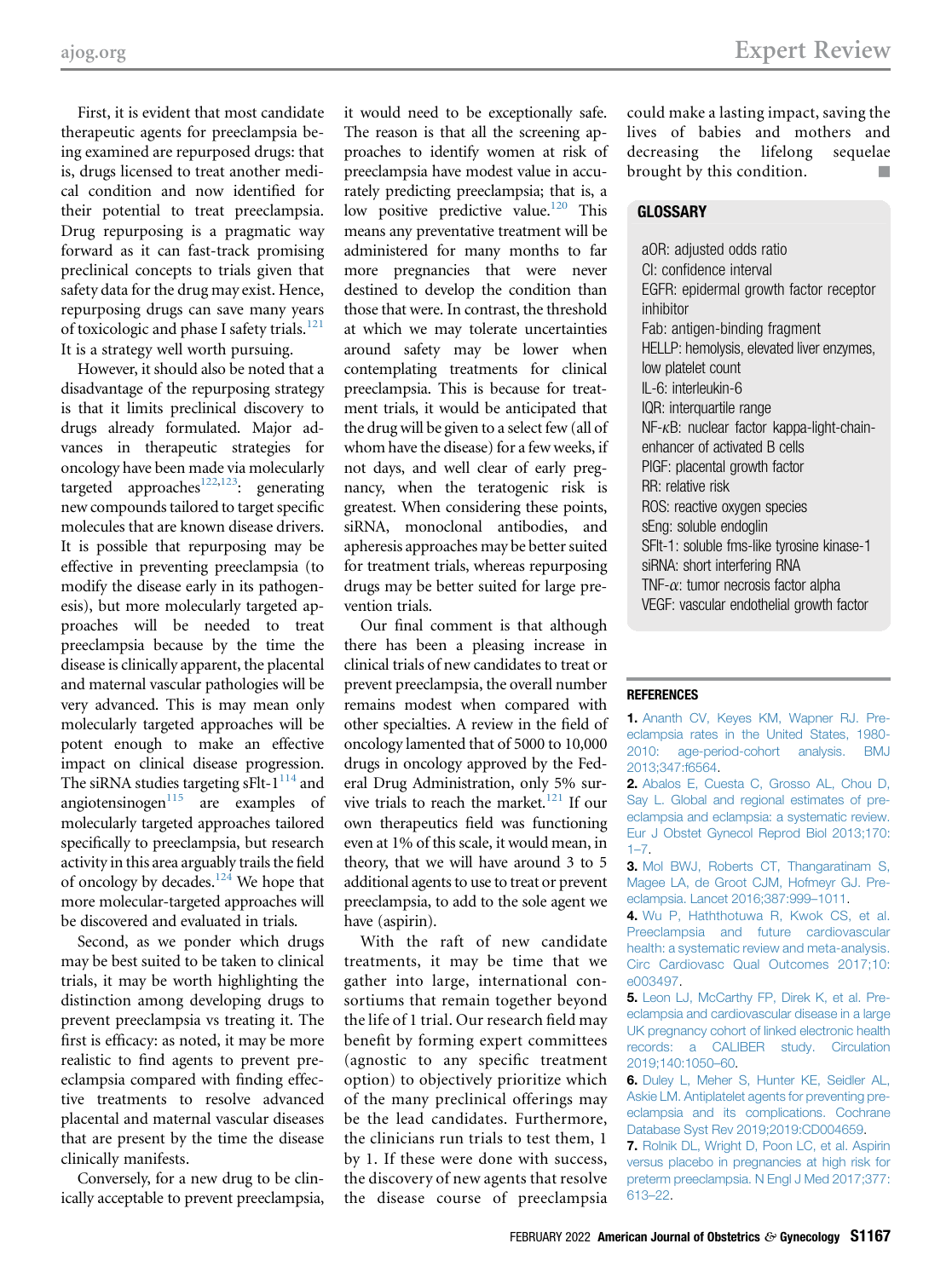First, it is evident that most candidate therapeutic agents for preeclampsia being examined are repurposed drugs: that is, drugs licensed to treat another medical condition and now identified for their potential to treat preeclampsia. Drug repurposing is a pragmatic way forward as it can fast-track promising preclinical concepts to trials given that safety data for the drug may exist. Hence, repurposing drugs can save many years of toxicologic and phase I safety trials.[121] It is a strategy well worth pursuing.

However, it should also be noted that a disadvantage of the repurposing strategy is that it limits preclinical discovery to drugs already formulated. Major advances in therapeutic strategies for oncology have been made via molecularly targeted approaches[122,123]: generating new compounds tailored to target specific molecules that are known disease drivers. It is possible that repurposing may be effective in preventing preeclampsia (to modify the disease early in its pathogenesis), but more molecularly targeted approaches will be needed to treat preeclampsia because by the time the disease is clinically apparent, the placental and maternal vascular pathologies will be very advanced. This is may mean only molecularly targeted approaches will be potent enough to make an effective impact on clinical disease progression. The siRNA studies targeting sFlt-1[114] and angiotensinogen[115] are examples of molecularly targeted approaches tailored specifically to preeclampsia, but research activity in this area arguably trails the field of oncology by decades.[124] We hope that more molecular-targeted approaches will be discovered and evaluated in trials.

Second, as we ponder which drugs may be best suited to be taken to clinical trials, it may be worth highlighting the distinction among developing drugs to prevent preeclampsia vs treating it. The first is efficacy: as noted, it may be more realistic to find agents to prevent preeclampsia compared with finding effective treatments to resolve advanced placental and maternal vascular diseases that are present by the time the disease clinically manifests.

Conversely, for a new drug to be clinically acceptable to prevent preeclampsia, it would need to be exceptionally safe. The reason is that all the screening approaches to identify women at risk of preeclampsia have modest value in accurately predicting preeclampsia; that is, a low positive predictive value.[120] This means any preventative treatment will be administered for many months to far more pregnancies that were never destined to develop the condition than those that were. In contrast, the threshold at which we may tolerate uncertainties around safety may be lower when contemplating treatments for clinical preeclampsia. This is because for treatment trials, it would be anticipated that the drug will be given to a select few (all of whom have the disease) for a few weeks, if not days, and well clear of early pregnancy, when the teratogenic risk is greatest. When considering these points, siRNA, monoclonal antibodies, and apheresis approaches may be better suited for treatment trials, whereas repurposing drugs may be better suited for large prevention trials.

Our final comment is that although there has been a pleasing increase in clinical trials of new candidates to treat or prevent preeclampsia, the overall number remains modest when compared with other specialties. A review in the field of oncology lamented that of 5000 to 10,000 drugs in oncology approved by the Federal Drug Administration, only 5% survive trials to reach the market.[121] If our own therapeutics field was functioning even at 1% of this scale, it would mean, in theory, that we will have around 3 to 5 additional agents to use to treat or prevent preeclampsia, to add to the sole agent we have (aspirin).

With the raft of new candidate treatments, it may be time that we gather into large, international consortiums that remain together beyond the life of 1 trial. Our research field may benefit by forming expert committees (agnostic to any specific treatment option) to objectively prioritize which of the many preclinical offerings may be the lead candidates. Furthermore, the clinicians run trials to test them, 1 by 1. If these were done with success, the discovery of new agents that resolve the disease course of preeclampsia could make a lasting impact, saving the lives of babies and mothers and decreasing the lifelong sequelae brought by this condition.

## GLOSSARY

aOR: adjusted odds ratio
CI: confidence interval
EGFR: epidermal growth factor receptor inhibitor
Fab: antigen-binding fragment
HELLP: hemolysis, elevated liver enzymes, low platelet count
IL-6: interleukin-6
IQR: interquartile range
NF-κB: nuclear factor kappa-light-chain-enhancer of activated B cells
PlGF: placental growth factor
RR: relative risk
ROS: reactive oxygen species
sEng: soluble endoglin
SFlt-1: soluble fms-like tyrosine kinase-1
siRNA: short interfering RNA
TNF-α: tumor necrosis factor alpha
VEGF: vascular endothelial growth factor

## REFERENCES

**1.** Ananth CV, Keyes KM, Wapner RJ. Preeclampsia rates in the United States, 1980-2010: age-period-cohort analysis. BMJ 2013;347:f6564.

**2.** Abalos E, Cuesta C, Grosso AL, Chou D, Say L. Global and regional estimates of preeclampsia and eclampsia: a systematic review. Eur J Obstet Gynecol Reprod Biol 2013;170:1–7.

**3.** Mol BWJ, Roberts CT, Thangaratinam S, Magee LA, de Groot CJM, Hofmeyr GJ. Preeclampsia. Lancet 2016;387:999–1011.

**4.** Wu P, Haththotuwa R, Kwok CS, et al. Preeclampsia and future cardiovascular health: a systematic review and meta-analysis. Circ Cardiovasc Qual Outcomes 2017;10:e003497.

**5.** Leon LJ, McCarthy FP, Direk K, et al. Preeclampsia and cardiovascular disease in a large UK pregnancy cohort of linked electronic health records: a CALIBER study. Circulation 2019;140:1050–60.

**6.** Duley L, Meher S, Hunter KE, Seidler AL, Askie LM. Antiplatelet agents for preventing preeclampsia and its complications. Cochrane Database Syst Rev 2019;2019:CD004659.

**7.** Rolnik DL, Wright D, Poon LC, et al. Aspirin versus placebo in pregnancies at high risk for preterm preeclampsia. N Engl J Med 2017;377:613–22.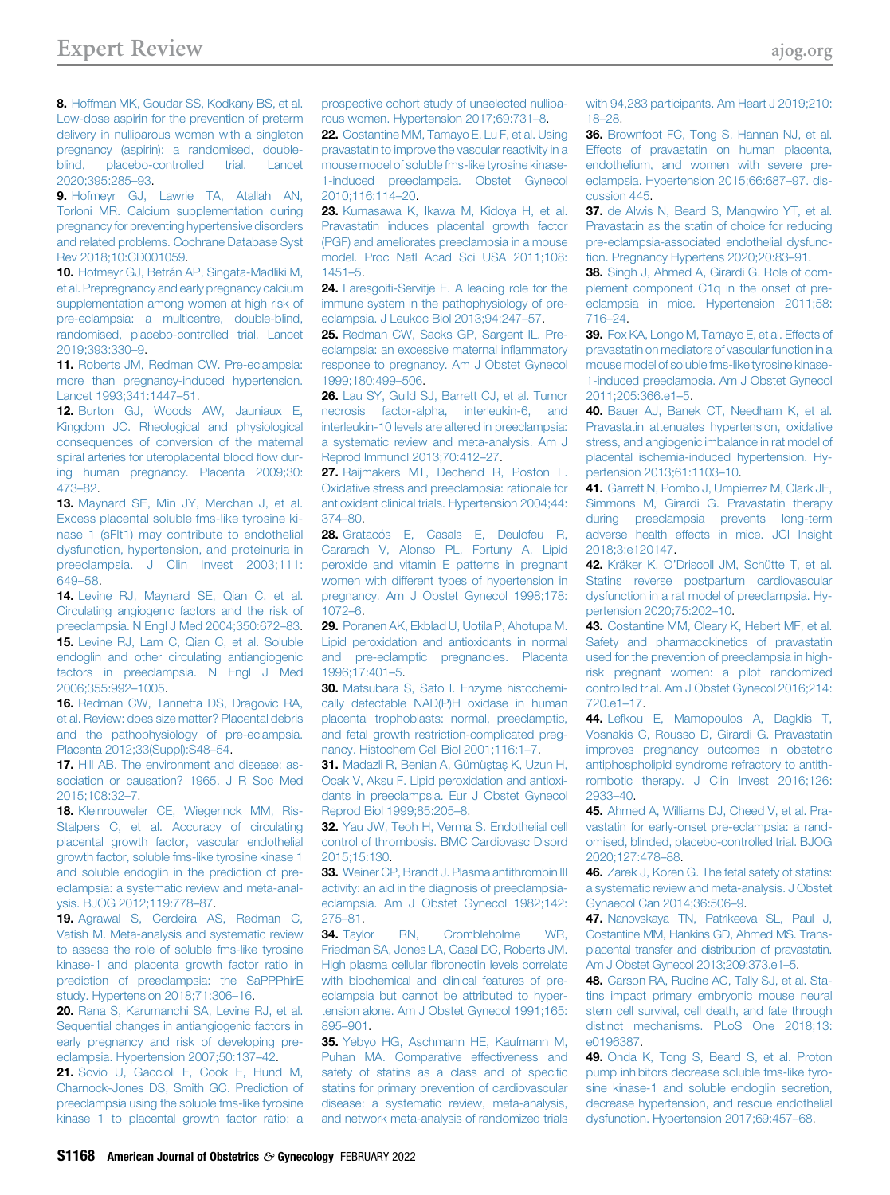8. Hoffman MK, Goudar SS, Kodkany BS, et al. Low-dose aspirin for the prevention of preterm delivery in nulliparous women with a singleton pregnancy (aspirin): a randomised, double-blind, placebo-controlled trial. Lancet 2020;395:285–93.

9. Hofmeyr GJ, Lawrie TA, Atallah AN, Torloni MR. Calcium supplementation during pregnancy for preventing hypertensive disorders and related problems. Cochrane Database Syst Rev 2018;10:CD001059.

10. Hofmeyr GJ, Betrán AP, Singata-Madliki M, et al. Prepregnancy and early pregnancy calcium supplementation among women at high risk of pre-eclampsia: a multicentre, double-blind, randomised, placebo-controlled trial. Lancet 2019;393:330–9.

11. Roberts JM, Redman CW. Pre-eclampsia: more than pregnancy-induced hypertension. Lancet 1993;341:1447–51.

12. Burton GJ, Woods AW, Jauniaux E, Kingdom JC. Rheological and physiological consequences of conversion of the maternal spiral arteries for uteroplacental blood flow during human pregnancy. Placenta 2009;30:473–82.

13. Maynard SE, Min JY, Merchan J, et al. Excess placental soluble fms-like tyrosine kinase 1 (sFlt1) may contribute to endothelial dysfunction, hypertension, and proteinuria in preeclampsia. J Clin Invest 2003;111:649–58.

14. Levine RJ, Maynard SE, Qian C, et al. Circulating angiogenic factors and the risk of preeclampsia. N Engl J Med 2004;350:672–83.

15. Levine RJ, Lam C, Qian C, et al. Soluble endoglin and other circulating antiangiogenic factors in preeclampsia. N Engl J Med 2006;355:992–1005.

16. Redman CW, Tannetta DS, Dragovic RA, et al. Review: does size matter? Placental debris and the pathophysiology of pre-eclampsia. Placenta 2012;33(Suppl):S48–54.

17. Hill AB. The environment and disease: association or causation? 1965. J R Soc Med 2015;108:32–7.

18. Kleinrouweler CE, Wiegerinck MM, Ris-Stalpers C, et al. Accuracy of circulating placental growth factor, vascular endothelial growth factor, soluble fms-like tyrosine kinase 1 and soluble endoglin in the prediction of pre-eclampsia: a systematic review and meta-analysis. BJOG 2012;119:778–87.

19. Agrawal S, Cerdeira AS, Redman C, Vatish M. Meta-analysis and systematic review to assess the role of soluble fms-like tyrosine kinase-1 and placenta growth factor ratio in prediction of preeclampsia: the SaPPPhirE study. Hypertension 2018;71:306–16.

20. Rana S, Karumanchi SA, Levine RJ, et al. Sequential changes in antiangiogenic factors in early pregnancy and risk of developing preeclampsia. Hypertension 2007;50:137–42.

21. Sovio U, Gaccioli F, Cook E, Hund M, Charnock-Jones DS, Smith GC. Prediction of preeclampsia using the soluble fms-like tyrosine kinase 1 to placental growth factor ratio: a prospective cohort study of unselected nulliparous women. Hypertension 2017;69:731–8.

22. Costantine MM, Tamayo E, Lu F, et al. Using pravastatin to improve the vascular reactivity in a mouse model of soluble fms-like tyrosine kinase-1-induced preeclampsia. Obstet Gynecol 2010;116:114–20.

23. Kumasawa K, Ikawa M, Kidoya H, et al. Pravastatin induces placental growth factor (PGF) and ameliorates preeclampsia in a mouse model. Proc Natl Acad Sci USA 2011;108:1451–5.

24. Laresgoiti-Servitje E. A leading role for the immune system in the pathophysiology of preeclampsia. J Leukoc Biol 2013;94:247–57.

25. Redman CW, Sacks GP, Sargent IL. Preeclampsia: an excessive maternal inflammatory response to pregnancy. Am J Obstet Gynecol 1999;180:499–506.

26. Lau SY, Guild SJ, Barrett CJ, et al. Tumor necrosis factor-alpha, interleukin-6, and interleukin-10 levels are altered in preeclampsia: a systematic review and meta-analysis. Am J Reprod Immunol 2013;70:412–27.

27. Raijmakers MT, Dechend R, Poston L. Oxidative stress and preeclampsia: rationale for antioxidant clinical trials. Hypertension 2004;44:374–80.

28. Gratacós E, Casals E, Deulofeu R, Cararach V, Alonso PL, Fortuny A. Lipid peroxide and vitamin E patterns in pregnant women with different types of hypertension in pregnancy. Am J Obstet Gynecol 1998;178:1072–6.

29. Poranen AK, Ekblad U, Uotila P, Ahotupa M. Lipid peroxidation and antioxidants in normal and pre-eclamptic pregnancies. Placenta 1996;17:401–5.

30. Matsubara S, Sato I. Enzyme histochemically detectable NAD(P)H oxidase in human placental trophoblasts: normal, preeclamptic, and fetal growth restriction-complicated pregnancy. Histochem Cell Biol 2001;116:1–7.

31. Madazli R, Benian A, Gümüştaş K, Uzun H, Ocak V, Aksu F. Lipid peroxidation and antioxidants in preeclampsia. Eur J Obstet Gynecol Reprod Biol 1999;85:205–8.

32. Yau JW, Teoh H, Verma S. Endothelial cell control of thrombosis. BMC Cardiovasc Disord 2015;15:130.

33. Weiner CP, Brandt J. Plasma antithrombin III activity: an aid in the diagnosis of preeclampsia-eclampsia. Am J Obstet Gynecol 1982;142:275–81.

34. Taylor RN, Crombleholme WR, Friedman SA, Jones LA, Casal DC, Roberts JM. High plasma cellular fibronectin levels correlate with biochemical and clinical features of preeclampsia but cannot be attributed to hypertension alone. Am J Obstet Gynecol 1991;165:895–901.

35. Yebyo HG, Aschmann HE, Kaufmann M, Puhan MA. Comparative effectiveness and safety of statins as a class and of specific statins for primary prevention of cardiovascular disease: a systematic review, meta-analysis, and network meta-analysis of randomized trials with 94,283 participants. Am Heart J 2019;210:18–28.

36. Brownfoot FC, Tong S, Hannan NJ, et al. Effects of pravastatin on human placenta, endothelium, and women with severe preeclampsia. Hypertension 2015;66:687–97. discussion 445.

37. de Alwis N, Beard S, Mangwiro YT, et al. Pravastatin as the statin of choice for reducing pre-eclampsia-associated endothelial dysfunction. Pregnancy Hypertens 2020;20:83–91.

38. Singh J, Ahmed A, Girardi G. Role of complement component C1q in the onset of preeclampsia in mice. Hypertension 2011;58:716–24.

39. Fox KA, Longo M, Tamayo E, et al. Effects of pravastatin on mediators of vascular function in a mouse model of soluble fms-like tyrosine kinase-1-induced preeclampsia. Am J Obstet Gynecol 2011;205:366.e1–5.

40. Bauer AJ, Banek CT, Needham K, et al. Pravastatin attenuates hypertension, oxidative stress, and angiogenic imbalance in rat model of placental ischemia-induced hypertension. Hypertension 2013;61:1103–10.

41. Garrett N, Pombo J, Umpierrez M, Clark JE, Simmons M, Girardi G. Pravastatin therapy during preeclampsia prevents long-term adverse health effects in mice. JCI Insight 2018;3:e120147.

42. Kräker K, O'Driscoll JM, Schütte T, et al. Statins reverse postpartum cardiovascular dysfunction in a rat model of preeclampsia. Hypertension 2020;75:202–10.

43. Costantine MM, Cleary K, Hebert MF, et al. Safety and pharmacokinetics of pravastatin used for the prevention of preeclampsia in high-risk pregnant women: a pilot randomized controlled trial. Am J Obstet Gynecol 2016;214:720.e1–17.

44. Lefkou E, Mamopoulos A, Dagklis T, Vosnakis C, Rousso D, Girardi G. Pravastatin improves pregnancy outcomes in obstetric antiphospholipid syndrome refractory to antithrombotic therapy. J Clin Invest 2016;126:2933–40.

45. Ahmed A, Williams DJ, Cheed V, et al. Pravastatin for early-onset pre-eclampsia: a randomised, blinded, placebo-controlled trial. BJOG 2020;127:478–88.

46. Zarek J, Koren G. The fetal safety of statins: a systematic review and meta-analysis. J Obstet Gynaecol Can 2014;36:506–9.

47. Nanovskaya TN, Patrikeeva SL, Paul J, Costantine MM, Hankins GD, Ahmed MS. Transplacental transfer and distribution of pravastatin. Am J Obstet Gynecol 2013;209:373.e1–5.

48. Carson RA, Rudine AC, Tally SJ, et al. Statins impact primary embryonic mouse neural stem cell survival, cell death, and fate through distinct mechanisms. PLoS One 2018;13:e0196387.

49. Onda K, Tong S, Beard S, et al. Proton pump inhibitors decrease soluble fms-like tyrosine kinase-1 and soluble endoglin secretion, decrease hypertension, and rescue endothelial dysfunction. Hypertension 2017;69:457–68.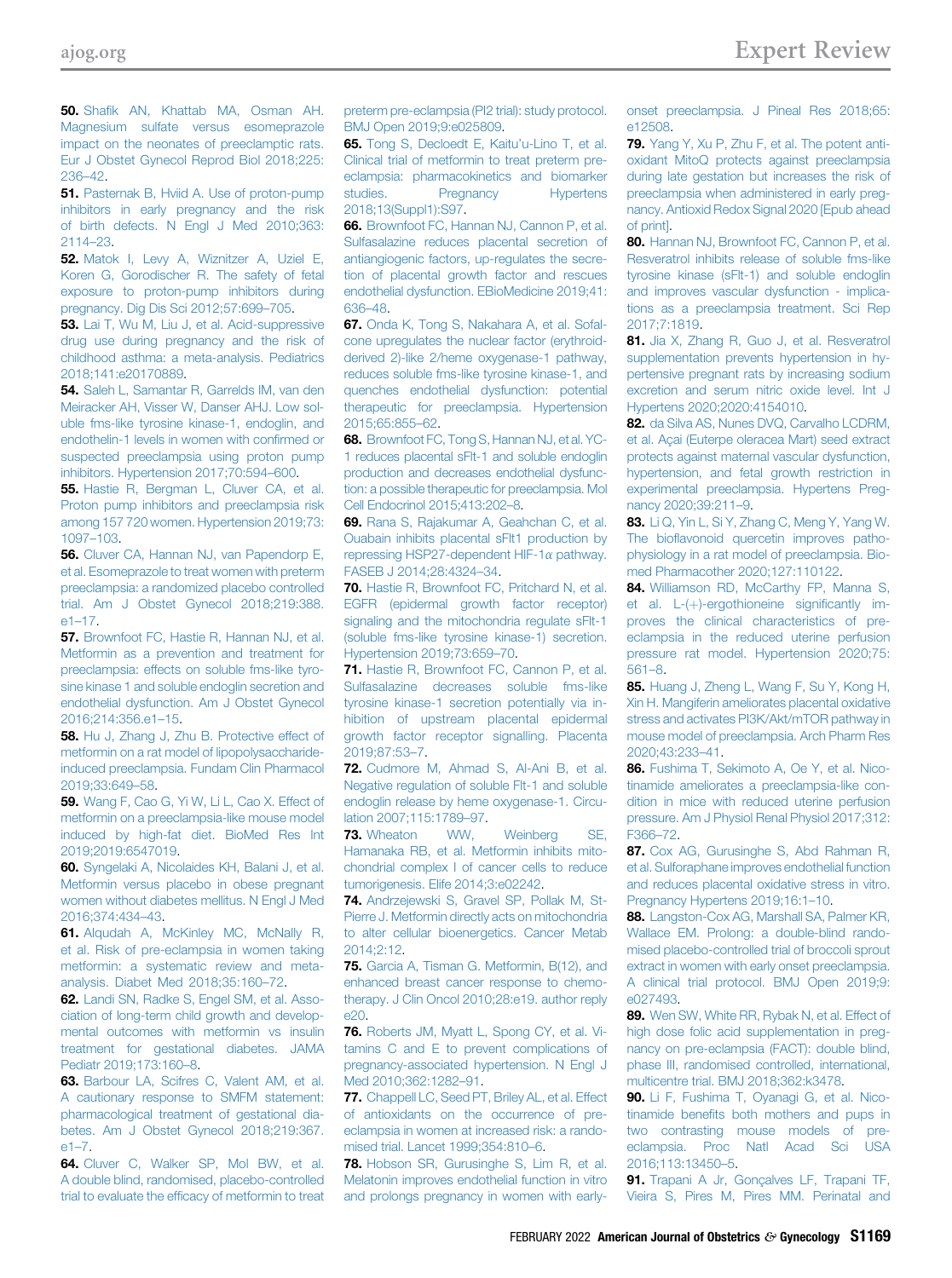50. Shafik AN, Khattab MA, Osman AH. Magnesium sulfate versus esomeprazole impact on the neonates of preeclamptic rats. Eur J Obstet Gynecol Reprod Biol 2018;225:236–42.

51. Pasternak B, Hviid A. Use of proton-pump inhibitors in early pregnancy and the risk of birth defects. N Engl J Med 2010;363:2114–23.

52. Matok I, Levy A, Wiznitzer A, Uziel E, Koren G, Gorodischer R. The safety of fetal exposure to proton-pump inhibitors during pregnancy. Dig Dis Sci 2012;57:699–705.

53. Lai T, Wu M, Liu J, et al. Acid-suppressive drug use during pregnancy and the risk of childhood asthma: a meta-analysis. Pediatrics 2018;141:e20170889.

54. Saleh L, Samantar R, Garrelds IM, van den Meiracker AH, Visser W, Danser AHJ. Low soluble fms-like tyrosine kinase-1, endoglin, and endothelin-1 levels in women with confirmed or suspected preeclampsia using proton pump inhibitors. Hypertension 2017;70:594–600.

55. Hastie R, Bergman L, Cluver CA, et al. Proton pump inhibitors and preeclampsia risk among 157 720 women. Hypertension 2019;73:1097–103.

56. Cluver CA, Hannan NJ, van Papendorp E, et al. Esomeprazole to treat women with preterm preeclampsia: a randomized placebo controlled trial. Am J Obstet Gynecol 2018;219:388.e1–17.

57. Brownfoot FC, Hastie R, Hannan NJ, et al. Metformin as a prevention and treatment for preeclampsia: effects on soluble fms-like tyrosine kinase 1 and soluble endoglin secretion and endothelial dysfunction. Am J Obstet Gynecol 2016;214:356.e1–15.

58. Hu J, Zhang J, Zhu B. Protective effect of metformin on a rat model of lipopolysaccharide-induced preeclampsia. Fundam Clin Pharmacol 2019;33:649–58.

59. Wang F, Cao G, Yi W, Li L, Cao X. Effect of metformin on a preeclampsia-like mouse model induced by high-fat diet. BioMed Res Int 2019;2019:6547019.

60. Syngelaki A, Nicolaides KH, Balani J, et al. Metformin versus placebo in obese pregnant women without diabetes mellitus. N Engl J Med 2016;374:434–43.

61. Alqudah A, McKinley MC, McNally R, et al. Risk of pre-eclampsia in women taking metformin: a systematic review and meta-analysis. Diabet Med 2018;35:160–72.

62. Landi SN, Radke S, Engel SM, et al. Association of long-term child growth and developmental outcomes with metformin vs insulin treatment for gestational diabetes. JAMA Pediatr 2019;173:160–8.

63. Barbour LA, Scifres C, Valent AM, et al. A cautionary response to SMFM statement: pharmacological treatment of gestational diabetes. Am J Obstet Gynecol 2018;219:367.e1–7.

64. Cluver C, Walker SP, Mol BW, et al. A double blind, randomised, placebo-controlled trial to evaluate the efficacy of metformin to treat preterm pre-eclampsia (PI2 trial): study protocol. BMJ Open 2019;9:e025809.

65. Tong S, Decloedt E, Kaitu'u-Lino T, et al. Clinical trial of metformin to treat preterm pre-eclampsia: pharmacokinetics and biomarker studies. Pregnancy Hypertens 2018;13(Suppl1):S97.

66. Brownfoot FC, Hannan NJ, Cannon P, et al. Sulfasalazine reduces placental secretion of antiangiogenic factors, up-regulates the secretion of placental growth factor and rescues endothelial dysfunction. EBioMedicine 2019;41:636–48.

67. Onda K, Tong S, Nakahara A, et al. Sofalcone upregulates the nuclear factor (erythroid-derived 2)-like 2/heme oxygenase-1 pathway, reduces soluble fms-like tyrosine kinase-1, and quenches endothelial dysfunction: potential therapeutic for preeclampsia. Hypertension 2015;65:855–62.

68. Brownfoot FC, Tong S, Hannan NJ, et al. YC-1 reduces placental sFlt-1 and soluble endoglin production and decreases endothelial dysfunction: a possible therapeutic for preeclampsia. Mol Cell Endocrinol 2015;413:202–8.

69. Rana S, Rajakumar A, Geahchan C, et al. Ouabain inhibits placental sFlt1 production by repressing HSP27-dependent HIF-1α pathway. FASEB J 2014;28:4324–34.

70. Hastie R, Brownfoot FC, Pritchard N, et al. EGFR (epidermal growth factor receptor) signaling and the mitochondria regulate sFlt-1 (soluble fms-like tyrosine kinase-1) secretion. Hypertension 2019;73:659–70.

71. Hastie R, Brownfoot FC, Cannon P, et al. Sulfasalazine decreases soluble fms-like tyrosine kinase-1 secretion potentially via inhibition of upstream placental epidermal growth factor receptor signalling. Placenta 2019;87:53–7.

72. Cudmore M, Ahmad S, Al-Ani B, et al. Negative regulation of soluble Flt-1 and soluble endoglin release by heme oxygenase-1. Circulation 2007;115:1789–97.

73. Wheaton WW, Weinberg SE, Hamanaka RB, et al. Metformin inhibits mitochondrial complex I of cancer cells to reduce tumorigenesis. Elife 2014;3:e02242.

74. Andrzejewski S, Gravel SP, Pollak M, St-Pierre J. Metformin directly acts on mitochondria to alter cellular bioenergetics. Cancer Metab 2014;2:12.

75. Garcia A, Tisman G. Metformin, B(12), and enhanced breast cancer response to chemotherapy. J Clin Oncol 2010;28:e19. author reply e20.

76. Roberts JM, Myatt L, Spong CY, et al. Vitamins C and E to prevent complications of pregnancy-associated hypertension. N Engl J Med 2010;362:1282–91.

77. Chappell LC, Seed PT, Briley AL, et al. Effect of antioxidants on the occurrence of pre-eclampsia in women at increased risk: a randomised trial. Lancet 1999;354:810–6.

78. Hobson SR, Gurusinghe S, Lim R, et al. Melatonin improves endothelial function in vitro and prolongs pregnancy in women with early-onset preeclampsia. J Pineal Res 2018;65:e12508.

79. Yang Y, Xu P, Zhu F, et al. The potent antioxidant MitoQ protects against preeclampsia during late gestation but increases the risk of preeclampsia when administered in early pregnancy. Antioxid Redox Signal 2020 [Epub ahead of print].

80. Hannan NJ, Brownfoot FC, Cannon P, et al. Resveratrol inhibits release of soluble fms-like tyrosine kinase (sFlt-1) and soluble endoglin and improves vascular dysfunction - implications as a preeclampsia treatment. Sci Rep 2017;7:1819.

81. Jia X, Zhang R, Guo J, et al. Resveratrol supplementation prevents hypertension in hypertensive pregnant rats by increasing sodium excretion and serum nitric oxide level. Int J Hypertens 2020;2020:4154010.

82. da Silva AS, Nunes DVQ, Carvalho LCDRM, et al. Açai (Euterpe oleracea Mart) seed extract protects against maternal vascular dysfunction, hypertension, and fetal growth restriction in experimental preeclampsia. Hypertens Pregnancy 2020;39:211–9.

83. Li Q, Yin L, Si Y, Zhang C, Meng Y, Yang W. The bioflavonoid quercetin improves pathophysiology in a rat model of preeclampsia. Biomed Pharmacother 2020;127:110122.

84. Williamson RD, McCarthy FP, Manna S, et al. L-(+)-ergothioneine significantly improves the clinical characteristics of preeclampsia in the reduced uterine perfusion pressure rat model. Hypertension 2020;75:561–8.

85. Huang J, Zheng L, Wang F, Su Y, Kong H, Xin H. Mangiferin ameliorates placental oxidative stress and activates PI3K/Akt/mTOR pathway in mouse model of preeclampsia. Arch Pharm Res 2020;43:233–41.

86. Fushima T, Sekimoto A, Oe Y, et al. Nicotinamide ameliorates a preeclampsia-like condition in mice with reduced uterine perfusion pressure. Am J Physiol Renal Physiol 2017;312:F366–72.

87. Cox AG, Gurusinghe S, Abd Rahman R, et al. Sulforaphane improves endothelial function and reduces placental oxidative stress in vitro. Pregnancy Hypertens 2019;16:1–10.

88. Langston-Cox AG, Marshall SA, Palmer KR, Wallace EM. Prolong: a double-blind randomised placebo-controlled trial of broccoli sprout extract in women with early onset preeclampsia. A clinical trial protocol. BMJ Open 2019;9:e027493.

89. Wen SW, White RR, Rybak N, et al. Effect of high dose folic acid supplementation in pregnancy on pre-eclampsia (FACT): double blind, phase III, randomised controlled, international, multicentre trial. BMJ 2018;362:k3478.

90. Li F, Fushima T, Oyanagi G, et al. Nicotinamide benefits both mothers and pups in two contrasting mouse models of preeclampsia. Proc Natl Acad Sci USA 2016;113:13450–5.

91. Trapani A Jr, Gonçalves LF, Trapani TF, Vieira S, Pires M, Pires MM. Perinatal and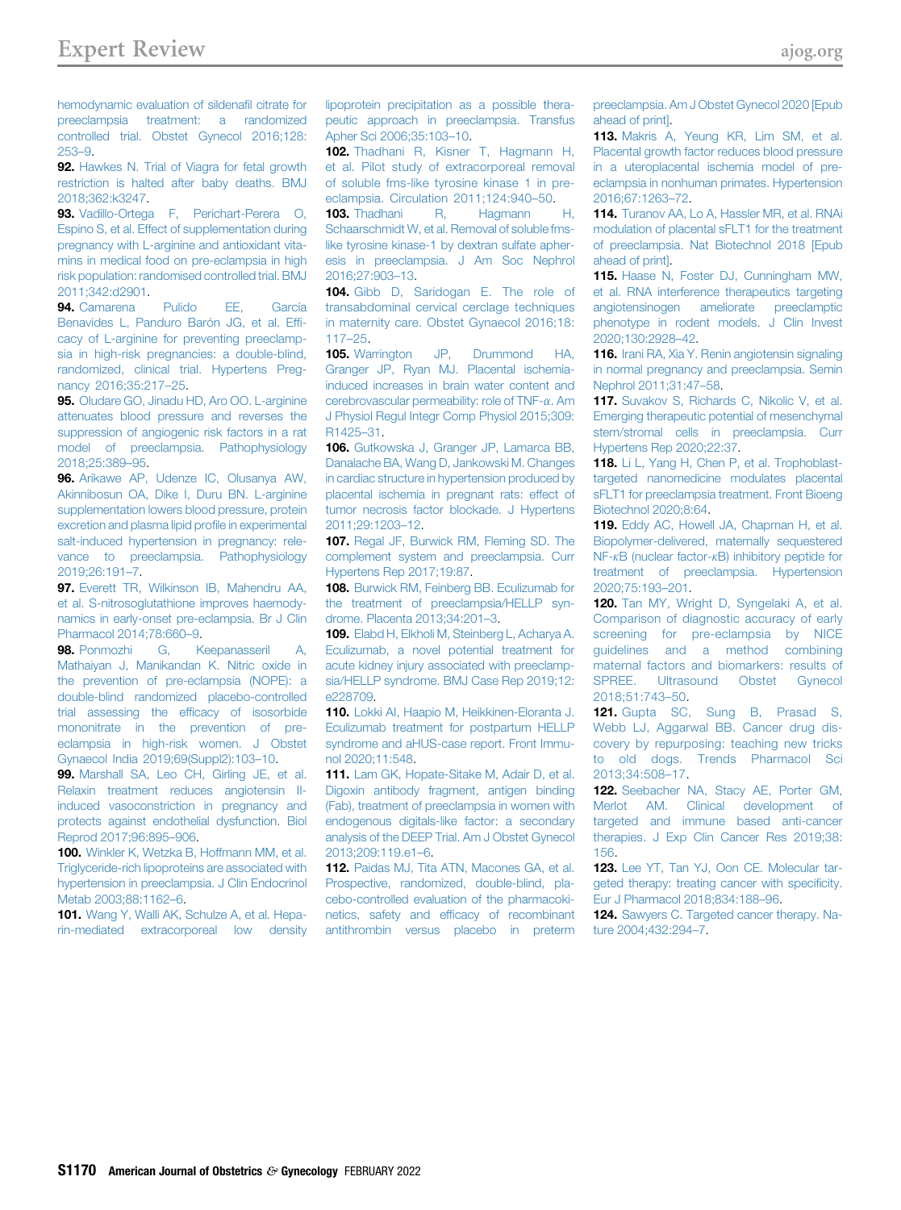hemodynamic evaluation of sildenafil citrate for preeclampsia treatment: a randomized controlled trial. Obstet Gynecol 2016;128: 253–9.

**92.** Hawkes N. Trial of Viagra for fetal growth restriction is halted after baby deaths. BMJ 2018;362:k3247.

**93.** Vadillo-Ortega F, Perichart-Perera O, Espino S, et al. Effect of supplementation during pregnancy with L-arginine and antioxidant vitamins in medical food on pre-eclampsia in high risk population: randomised controlled trial. BMJ 2011;342:d2901.

**94.** Camarena Pulido EE, García Benavides L, Panduro Barón JG, et al. Efficacy of L-arginine for preventing preeclampsia in high-risk pregnancies: a double-blind, randomized, clinical trial. Hypertens Pregnancy 2016;35:217–25.

**95.** Oludare GO, Jinadu HD, Aro OO. L-arginine attenuates blood pressure and reverses the suppression of angiogenic risk factors in a rat model of preeclampsia. Pathophysiology 2018;25:389–95.

**96.** Arikawe AP, Udenze IC, Olusanya AW, Akinnibosun OA, Dike I, Duru BN. L-arginine supplementation lowers blood pressure, protein excretion and plasma lipid profile in experimental salt-induced hypertension in pregnancy: relevance to preeclampsia. Pathophysiology 2019;26:191–7.

**97.** Everett TR, Wilkinson IB, Mahendru AA, et al. S-nitrosoglutathione improves haemodynamics in early-onset pre-eclampsia. Br J Clin Pharmacol 2014;78:660–9.

**98.** Ponmozhi G, Keepanasseril A, Mathaiyan J, Manikandan K. Nitric oxide in the prevention of pre-eclampsia (NOPE): a double-blind randomized placebo-controlled trial assessing the efficacy of isosorbide mononitrate in the prevention of pre-eclampsia in high-risk women. J Obstet Gynaecol India 2019;69(Suppl2):103–10.

**99.** Marshall SA, Leo CH, Girling JE, et al. Relaxin treatment reduces angiotensin II-induced vasoconstriction in pregnancy and protects against endothelial dysfunction. Biol Reprod 2017;96:895–906.

**100.** Winkler K, Wetzka B, Hoffmann MM, et al. Triglyceride-rich lipoproteins are associated with hypertension in preeclampsia. J Clin Endocrinol Metab 2003;88:1162–6.

**101.** Wang Y, Walli AK, Schulze A, et al. Heparin-mediated extracorporeal low density lipoprotein precipitation as a possible therapeutic approach in preeclampsia. Transfus Apher Sci 2006;35:103–10.

**102.** Thadhani R, Kisner T, Hagmann H, et al. Pilot study of extracorporeal removal of soluble fms-like tyrosine kinase 1 in preeclampsia. Circulation 2011;124:940–50.

**103.** Thadhani R, Hagmann H, Schaarschmidt W, et al. Removal of soluble fms-like tyrosine kinase-1 by dextran sulfate apheresis in preeclampsia. J Am Soc Nephrol 2016;27:903–13.

**104.** Gibb D, Saridogan E. The role of transabdominal cervical cerclage techniques in maternity care. Obstet Gynaecol 2016;18: 117–25.

**105.** Warrington JP, Drummond HA, Granger JP, Ryan MJ. Placental ischemia-induced increases in brain water content and cerebrovascular permeability: role of TNF-α. Am J Physiol Regul Integr Comp Physiol 2015;309: R1425–31.

**106.** Gutkowska J, Granger JP, Lamarca BB, Danalache BA, Wang D, Jankowski M. Changes in cardiac structure in hypertension produced by placental ischemia in pregnant rats: effect of tumor necrosis factor blockade. J Hypertens 2011;29:1203–12.

**107.** Regal JF, Burwick RM, Fleming SD. The complement system and preeclampsia. Curr Hypertens Rep 2017;19:87.

**108.** Burwick RM, Feinberg BB. Eculizumab for the treatment of preeclampsia/HELLP syndrome. Placenta 2013;34:201–3.

**109.** Elabd H, Elkholi M, Steinberg L, Acharya A. Eculizumab, a novel potential treatment for acute kidney injury associated with preeclampsia/HELLP syndrome. BMJ Case Rep 2019;12: e228709.

**110.** Lokki AI, Haapio M, Heikkinen-Eloranta J. Eculizumab treatment for postpartum HELLP syndrome and aHUS-case report. Front Immunol 2020;11:548.

**111.** Lam GK, Hopate-Sitake M, Adair D, et al. Digoxin antibody fragment, antigen binding (Fab), treatment of preeclampsia in women with endogenous digitalis-like factor: a secondary analysis of the DEEP Trial. Am J Obstet Gynecol 2013;209:119.e1–6.

**112.** Paidas MJ, Tita ATN, Macones GA, et al. Prospective, randomized, double-blind, placebo-controlled evaluation of the pharmacokinetics, safety and efficacy of recombinant antithrombin versus placebo in preterm preeclampsia. Am J Obstet Gynecol 2020 [Epub ahead of print].

**113.** Makris A, Yeung KR, Lim SM, et al. Placental growth factor reduces blood pressure in a uteroplacental ischemia model of preeclampsia in nonhuman primates. Hypertension 2016;67:1263–72.

**114.** Turanov AA, Lo A, Hassler MR, et al. RNAi modulation of placental sFLT1 for the treatment of preeclampsia. Nat Biotechnol 2018 [Epub ahead of print].

**115.** Haase N, Foster DJ, Cunningham MW, et al. RNA interference therapeutics targeting angiotensinogen ameliorate preeclamptic phenotype in rodent models. J Clin Invest 2020;130:2928–42.

**116.** Irani RA, Xia Y. Renin angiotensin signaling in normal pregnancy and preeclampsia. Semin Nephrol 2011;31:47–58.

**117.** Suvakov S, Richards C, Nikolic V, et al. Emerging therapeutic potential of mesenchymal stem/stromal cells in preeclampsia. Curr Hypertens Rep 2020;22:37.

**118.** Li L, Yang H, Chen P, et al. Trophoblast-targeted nanomedicine modulates placental sFLT1 for preeclampsia treatment. Front Bioeng Biotechnol 2020;8:64.

**119.** Eddy AC, Howell JA, Chapman H, et al. Biopolymer-delivered, maternally sequestered NF-κB (nuclear factor-κB) inhibitory peptide for treatment of preeclampsia. Hypertension 2020;75:193–201.

**120.** Tan MY, Wright D, Syngelaki A, et al. Comparison of diagnostic accuracy of early screening for pre-eclampsia by NICE guidelines and a method combining maternal factors and biomarkers: results of SPREE. Ultrasound Obstet Gynecol 2018;51:743–50.

**121.** Gupta SC, Sung B, Prasad S, Webb LJ, Aggarwal BB. Cancer drug discovery by repurposing: teaching new tricks to old dogs. Trends Pharmacol Sci 2013;34:508–17.

**122.** Seebacher NA, Stacy AE, Porter GM, Merlot AM. Clinical development of targeted and immune based anti-cancer therapies. J Exp Clin Cancer Res 2019;38: 156.

**123.** Lee YT, Tan YJ, Oon CE. Molecular targeted therapy: treating cancer with specificity. Eur J Pharmacol 2018;834:188–96.

**124.** Sawyers C. Targeted cancer therapy. Nature 2004;432:294–7.